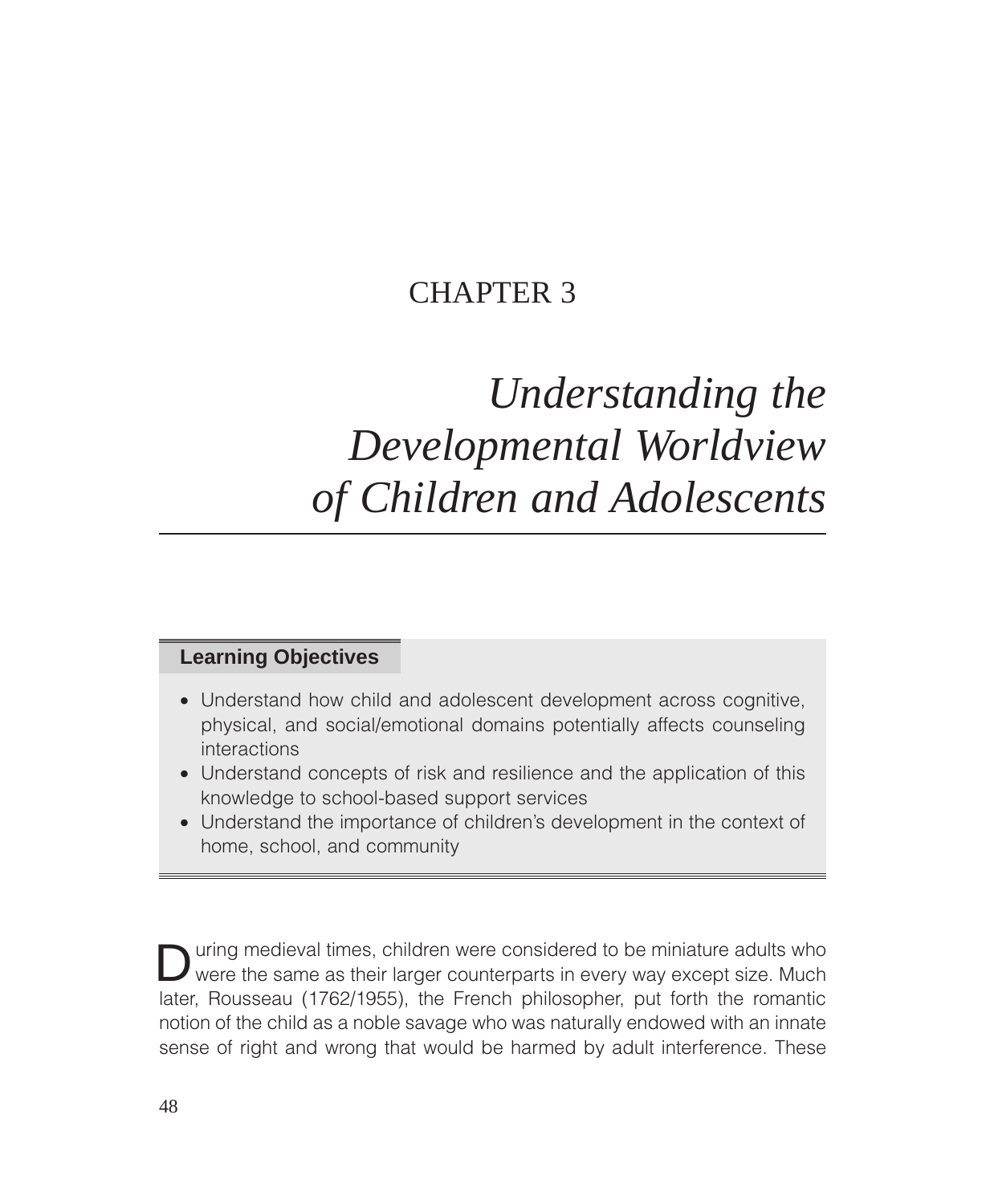# CHAPTER 3

# *Understanding the Developmental Worldview of Children and Adolescents*

**Learning Objectives**

- Understand how child and adolescent development across cognitive, physical, and social/emotional domains potentially affects counseling interactions
- Understand concepts of risk and resilience and the application of this knowledge to school-based support services
- Understand the importance of children's development in the context of home, school, and community

During medieval times, children were considered to be miniature adults who were the same as their larger counterparts in every way except size. Much later, Rousseau (1762/1955), the French philosopher, put forth the romantic notion of the child as a noble savage who was naturally endowed with an innate sense of right and wrong that would be harmed by adult interference. These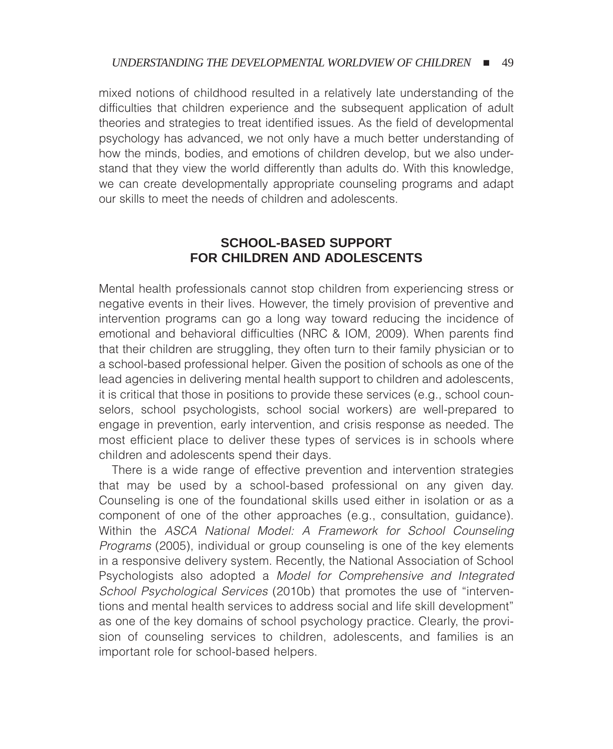mixed notions of childhood resulted in a relatively late understanding of the difficulties that children experience and the subsequent application of adult theories and strategies to treat identified issues. As the field of developmental psychology has advanced, we not only have a much better understanding of how the minds, bodies, and emotions of children develop, but we also understand that they view the world differently than adults do. With this knowledge, we can create developmentally appropriate counseling programs and adapt our skills to meet the needs of children and adolescents.

## SCHOOL-BASED SUPPORT FOR CHILDREN AND ADOLESCENTS

Mental health professionals cannot stop children from experiencing stress or negative events in their lives. However, the timely provision of preventive and intervention programs can go a long way toward reducing the incidence of emotional and behavioral difficulties (NRC & IOM, 2009). When parents find that their children are struggling, they often turn to their family physician or to a school-based professional helper. Given the position of schools as one of the lead agencies in delivering mental health support to children and adolescents, it is critical that those in positions to provide these services (e.g., school counselors, school psychologists, school social workers) are well-prepared to engage in prevention, early intervention, and crisis response as needed. The most efficient place to deliver these types of services is in schools where children and adolescents spend their days.

There is a wide range of effective prevention and intervention strategies that may be used by a school-based professional on any given day. Counseling is one of the foundational skills used either in isolation or as a component of one of the other approaches (e.g., consultation, guidance). Within the *ASCA National Model: A Framework for School Counseling Programs* (2005), individual or group counseling is one of the key elements in a responsive delivery system. Recently, the National Association of School Psychologists also adopted a *Model for Comprehensive and Integrated School Psychological Services* (2010b) that promotes the use of "interventions and mental health services to address social and life skill development" as one of the key domains of school psychology practice. Clearly, the provision of counseling services to children, adolescents, and families is an important role for school-based helpers.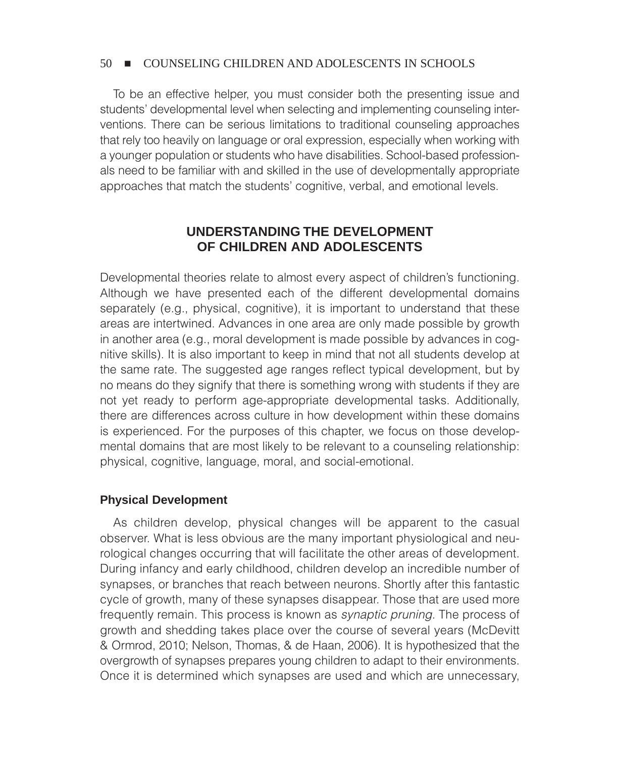To be an effective helper, you must consider both the presenting issue and students' developmental level when selecting and implementing counseling interventions. There can be serious limitations to traditional counseling approaches that rely too heavily on language or oral expression, especially when working with a younger population or students who have disabilities. School-based professionals need to be familiar with and skilled in the use of developmentally appropriate approaches that match the students' cognitive, verbal, and emotional levels.

## UNDERSTANDING THE DEVELOPMENT OF CHILDREN AND ADOLESCENTS

Developmental theories relate to almost every aspect of children's functioning. Although we have presented each of the different developmental domains separately (e.g., physical, cognitive), it is important to understand that these areas are intertwined. Advances in one area are only made possible by growth in another area (e.g., moral development is made possible by advances in cognitive skills). It is also important to keep in mind that not all students develop at the same rate. The suggested age ranges reflect typical development, but by no means do they signify that there is something wrong with students if they are not yet ready to perform age-appropriate developmental tasks. Additionally, there are differences across culture in how development within these domains is experienced. For the purposes of this chapter, we focus on those developmental domains that are most likely to be relevant to a counseling relationship: physical, cognitive, language, moral, and social-emotional.

### Physical Development

As children develop, physical changes will be apparent to the casual observer. What is less obvious are the many important physiological and neurological changes occurring that will facilitate the other areas of development. During infancy and early childhood, children develop an incredible number of synapses, or branches that reach between neurons. Shortly after this fantastic cycle of growth, many of these synapses disappear. Those that are used more frequently remain. This process is known as *synaptic pruning*. The process of growth and shedding takes place over the course of several years (McDevitt & Ormrod, 2010; Nelson, Thomas, & de Haan, 2006). It is hypothesized that the overgrowth of synapses prepares young children to adapt to their environments. Once it is determined which synapses are used and which are unnecessary,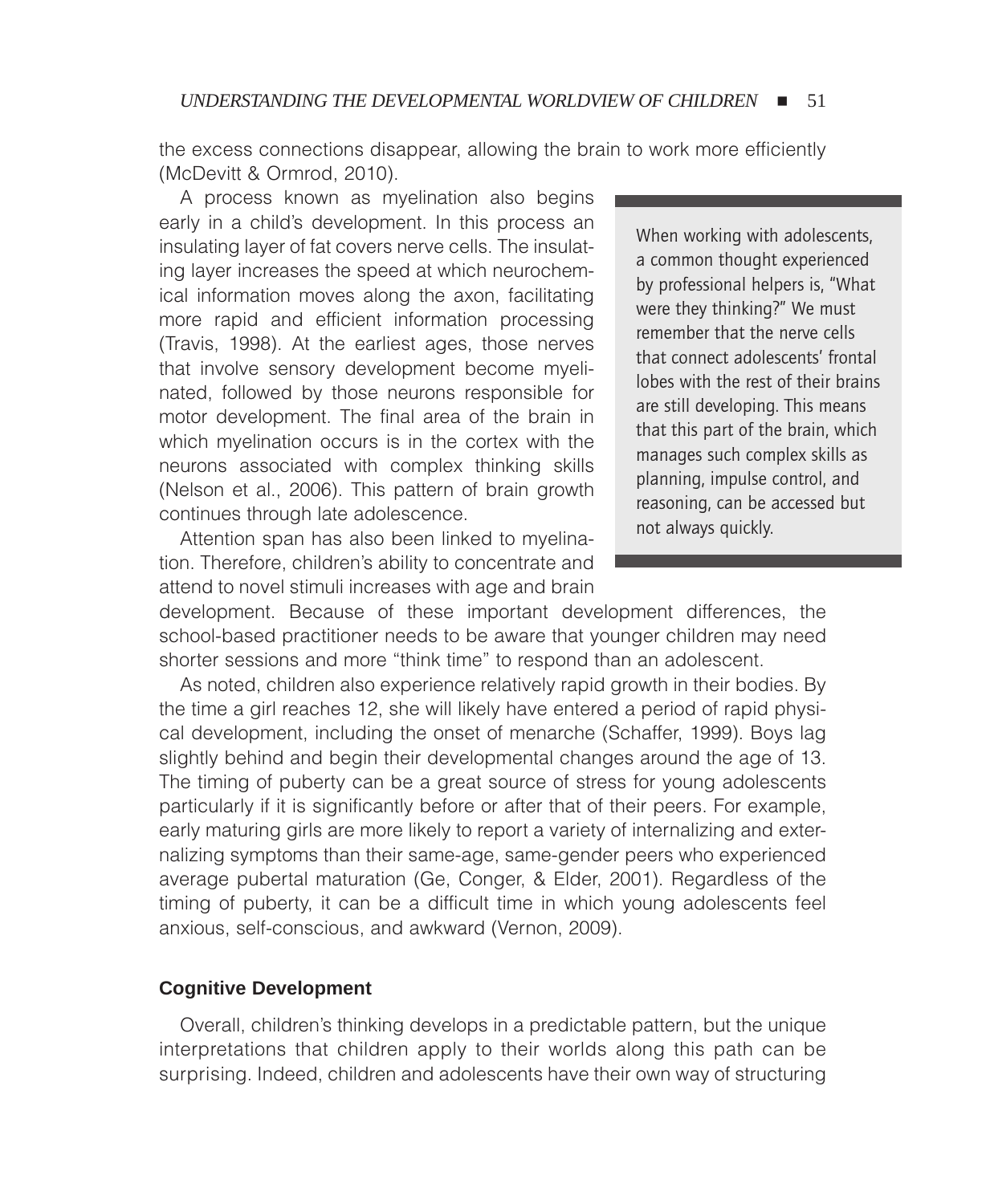the excess connections disappear, allowing the brain to work more efficiently (McDevitt & Ormrod, 2010).

A process known as myelination also begins early in a child's development. In this process an insulating layer of fat covers nerve cells. The insulating layer increases the speed at which neurochemical information moves along the axon, facilitating more rapid and efficient information processing (Travis, 1998). At the earliest ages, those nerves that involve sensory development become myelinated, followed by those neurons responsible for motor development. The final area of the brain in which myelination occurs is in the cortex with the neurons associated with complex thinking skills (Nelson et al., 2006). This pattern of brain growth continues through late adolescence.

> When working with adolescents, a common thought experienced by professional helpers is, "What were they thinking?" We must remember that the nerve cells that connect adolescents' frontal lobes with the rest of their brains are still developing. This means that this part of the brain, which manages such complex skills as planning, impulse control, and reasoning, can be accessed but not always quickly.

Attention span has also been linked to myelination. Therefore, children's ability to concentrate and attend to novel stimuli increases with age and brain development. Because of these important development differences, the school-based practitioner needs to be aware that younger children may need shorter sessions and more "think time" to respond than an adolescent.

As noted, children also experience relatively rapid growth in their bodies. By the time a girl reaches 12, she will likely have entered a period of rapid physical development, including the onset of menarche (Schaffer, 1999). Boys lag slightly behind and begin their developmental changes around the age of 13. The timing of puberty can be a great source of stress for young adolescents particularly if it is significantly before or after that of their peers. For example, early maturing girls are more likely to report a variety of internalizing and externalizing symptoms than their same-age, same-gender peers who experienced average pubertal maturation (Ge, Conger, & Elder, 2001). Regardless of the timing of puberty, it can be a difficult time in which young adolescents feel anxious, self-conscious, and awkward (Vernon, 2009).

### Cognitive Development

Overall, children's thinking develops in a predictable pattern, but the unique interpretations that children apply to their worlds along this path can be surprising. Indeed, children and adolescents have their own way of structuring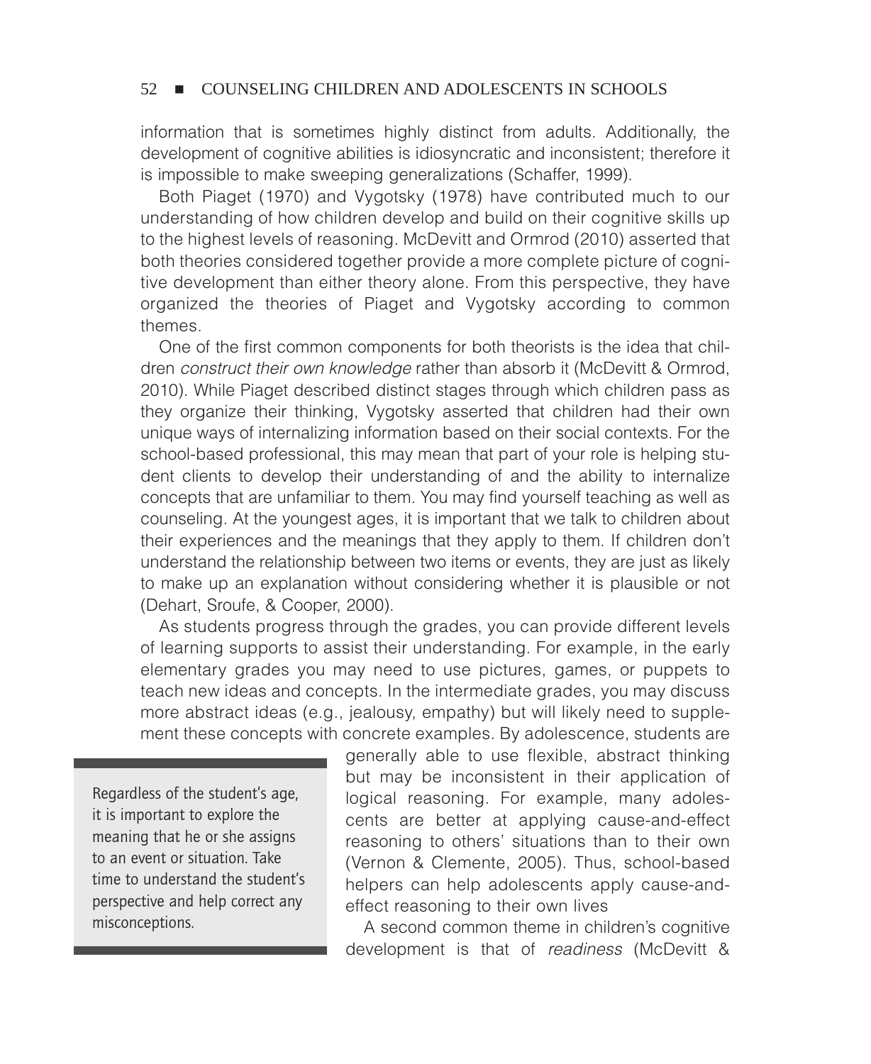information that is sometimes highly distinct from adults. Additionally, the development of cognitive abilities is idiosyncratic and inconsistent; therefore it is impossible to make sweeping generalizations (Schaffer, 1999).

Both Piaget (1970) and Vygotsky (1978) have contributed much to our understanding of how children develop and build on their cognitive skills up to the highest levels of reasoning. McDevitt and Ormrod (2010) asserted that both theories considered together provide a more complete picture of cognitive development than either theory alone. From this perspective, they have organized the theories of Piaget and Vygotsky according to common themes.

One of the first common components for both theorists is the idea that children *construct their own knowledge* rather than absorb it (McDevitt & Ormrod, 2010). While Piaget described distinct stages through which children pass as they organize their thinking, Vygotsky asserted that children had their own unique ways of internalizing information based on their social contexts. For the school-based professional, this may mean that part of your role is helping student clients to develop their understanding of and the ability to internalize concepts that are unfamiliar to them. You may find yourself teaching as well as counseling. At the youngest ages, it is important that we talk to children about their experiences and the meanings that they apply to them. If children don't understand the relationship between two items or events, they are just as likely to make up an explanation without considering whether it is plausible or not (Dehart, Sroufe, & Cooper, 2000).

As students progress through the grades, you can provide different levels of learning supports to assist their understanding. For example, in the early elementary grades you may need to use pictures, games, or puppets to teach new ideas and concepts. In the intermediate grades, you may discuss more abstract ideas (e.g., jealousy, empathy) but will likely need to supplement these concepts with concrete examples. By adolescence, students are generally able to use flexible, abstract thinking but may be inconsistent in their application of logical reasoning. For example, many adolescents are better at applying cause-and-effect reasoning to others' situations than to their own (Vernon & Clemente, 2005). Thus, school-based helpers can help adolescents apply cause-and-effect reasoning to their own lives

> Regardless of the student's age, it is important to explore the meaning that he or she assigns to an event or situation. Take time to understand the student's perspective and help correct any misconceptions.

A second common theme in children's cognitive development is that of *readiness* (McDevitt &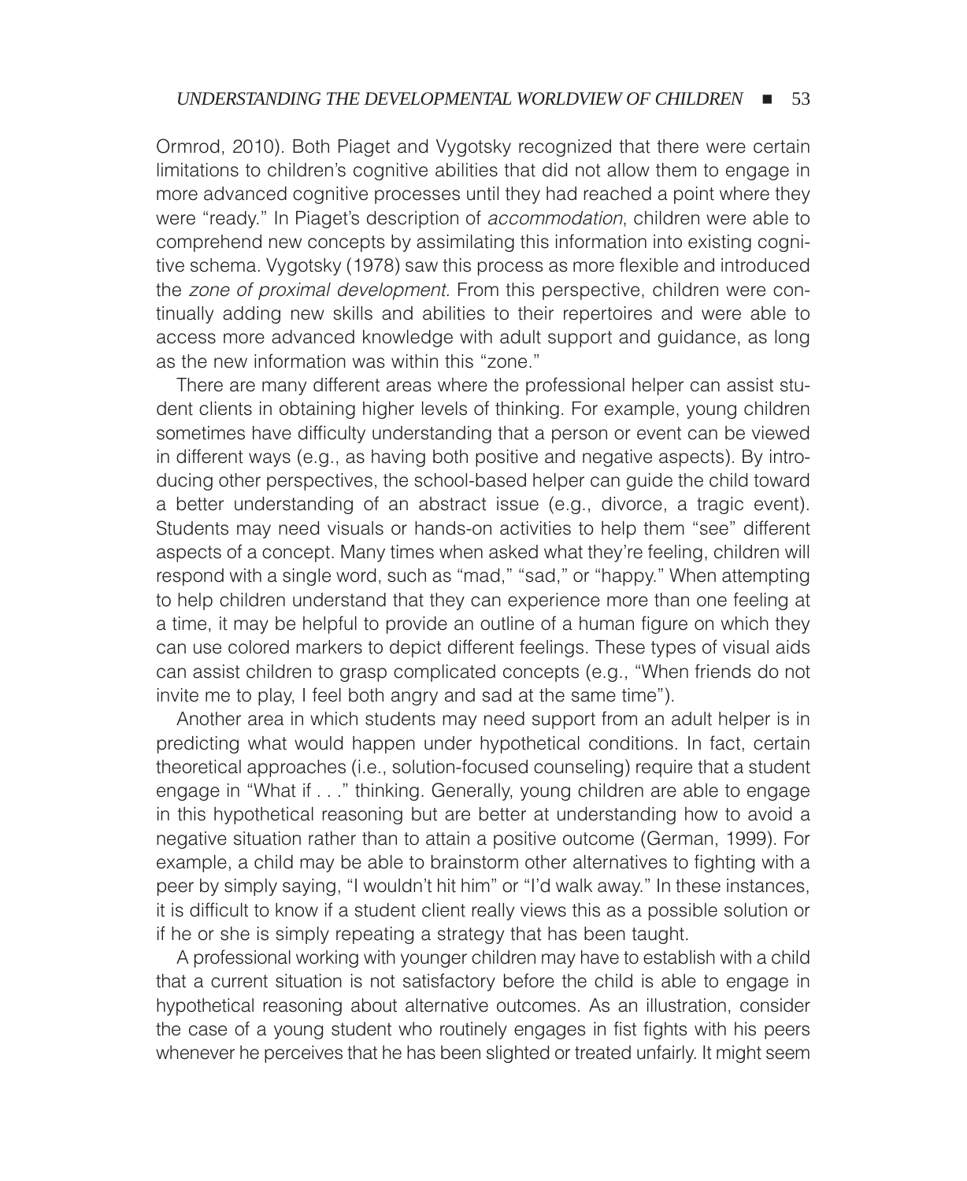Ormrod, 2010). Both Piaget and Vygotsky recognized that there were certain limitations to children's cognitive abilities that did not allow them to engage in more advanced cognitive processes until they had reached a point where they were "ready." In Piaget's description of *accommodation*, children were able to comprehend new concepts by assimilating this information into existing cognitive schema. Vygotsky (1978) saw this process as more flexible and introduced the *zone of proximal development*. From this perspective, children were continually adding new skills and abilities to their repertoires and were able to access more advanced knowledge with adult support and guidance, as long as the new information was within this "zone."

There are many different areas where the professional helper can assist student clients in obtaining higher levels of thinking. For example, young children sometimes have difficulty understanding that a person or event can be viewed in different ways (e.g., as having both positive and negative aspects). By introducing other perspectives, the school-based helper can guide the child toward a better understanding of an abstract issue (e.g., divorce, a tragic event). Students may need visuals or hands-on activities to help them "see" different aspects of a concept. Many times when asked what they're feeling, children will respond with a single word, such as "mad," "sad," or "happy." When attempting to help children understand that they can experience more than one feeling at a time, it may be helpful to provide an outline of a human figure on which they can use colored markers to depict different feelings. These types of visual aids can assist children to grasp complicated concepts (e.g., "When friends do not invite me to play, I feel both angry and sad at the same time").

Another area in which students may need support from an adult helper is in predicting what would happen under hypothetical conditions. In fact, certain theoretical approaches (i.e., solution-focused counseling) require that a student engage in "What if . . ." thinking. Generally, young children are able to engage in this hypothetical reasoning but are better at understanding how to avoid a negative situation rather than to attain a positive outcome (German, 1999). For example, a child may be able to brainstorm other alternatives to fighting with a peer by simply saying, "I wouldn't hit him" or "I'd walk away." In these instances, it is difficult to know if a student client really views this as a possible solution or if he or she is simply repeating a strategy that has been taught.

A professional working with younger children may have to establish with a child that a current situation is not satisfactory before the child is able to engage in hypothetical reasoning about alternative outcomes. As an illustration, consider the case of a young student who routinely engages in fist fights with his peers whenever he perceives that he has been slighted or treated unfairly. It might seem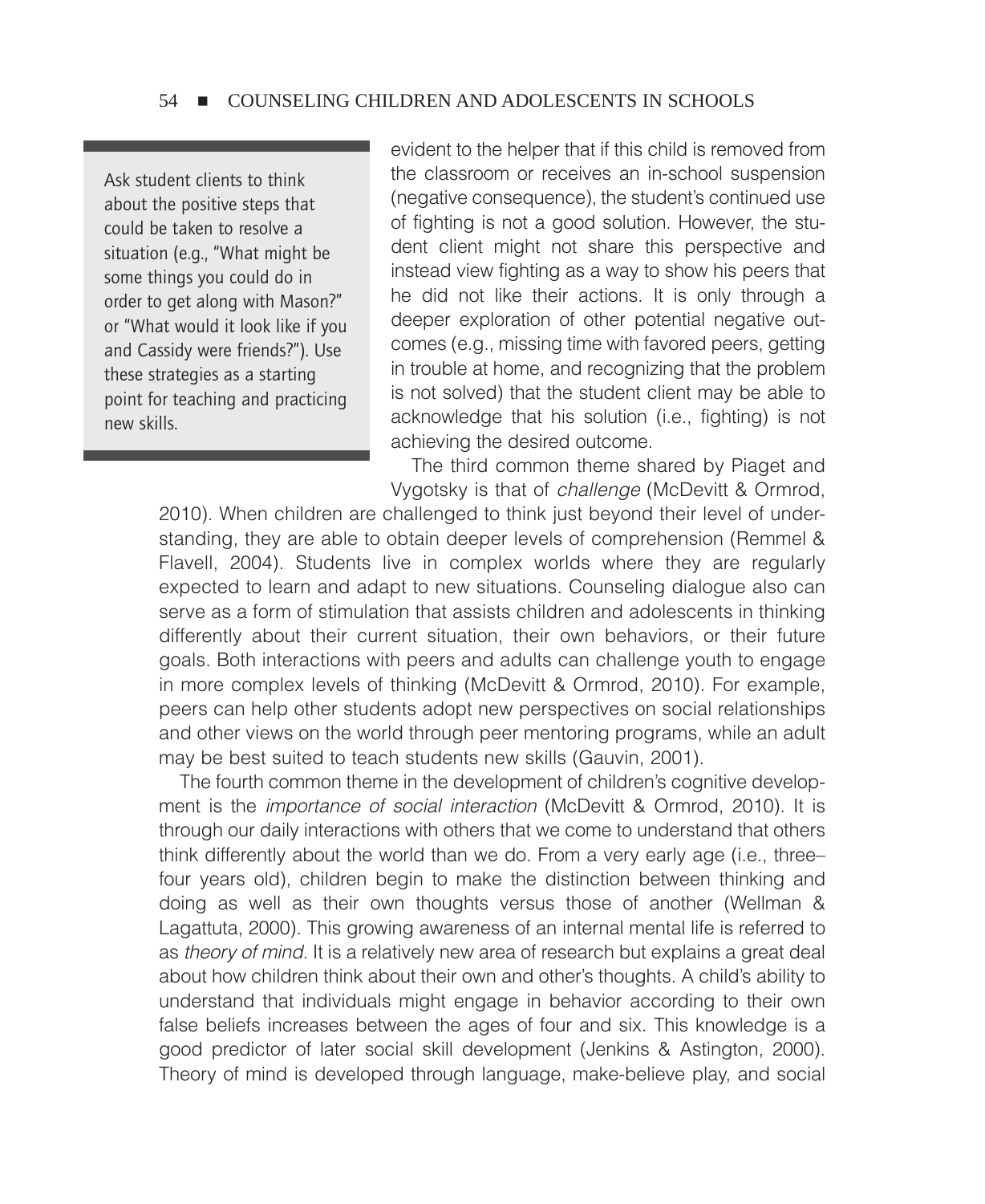> Ask student clients to think about the positive steps that could be taken to resolve a situation (e.g., "What might be some things you could do in order to get along with Mason?" or "What would it look like if you and Cassidy were friends?"). Use these strategies as a starting point for teaching and practicing new skills.

evident to the helper that if this child is removed from the classroom or receives an in-school suspension (negative consequence), the student's continued use of fighting is not a good solution. However, the student client might not share this perspective and instead view fighting as a way to show his peers that he did not like their actions. It is only through a deeper exploration of other potential negative outcomes (e.g., missing time with favored peers, getting in trouble at home, and recognizing that the problem is not solved) that the student client may be able to acknowledge that his solution (i.e., fighting) is not achieving the desired outcome.

The third common theme shared by Piaget and Vygotsky is that of *challenge* (McDevitt & Ormrod, 2010). When children are challenged to think just beyond their level of understanding, they are able to obtain deeper levels of comprehension (Remmel & Flavell, 2004). Students live in complex worlds where they are regularly expected to learn and adapt to new situations. Counseling dialogue also can serve as a form of stimulation that assists children and adolescents in thinking differently about their current situation, their own behaviors, or their future goals. Both interactions with peers and adults can challenge youth to engage in more complex levels of thinking (McDevitt & Ormrod, 2010). For example, peers can help other students adopt new perspectives on social relationships and other views on the world through peer mentoring programs, while an adult may be best suited to teach students new skills (Gauvin, 2001).

The fourth common theme in the development of children's cognitive development is the *importance of social interaction* (McDevitt & Ormrod, 2010). It is through our daily interactions with others that we come to understand that others think differently about the world than we do. From a very early age (i.e., three–four years old), children begin to make the distinction between thinking and doing as well as their own thoughts versus those of another (Wellman & Lagattuta, 2000). This growing awareness of an internal mental life is referred to as *theory of mind.* It is a relatively new area of research but explains a great deal about how children think about their own and other's thoughts. A child's ability to understand that individuals might engage in behavior according to their own false beliefs increases between the ages of four and six. This knowledge is a good predictor of later social skill development (Jenkins & Astington, 2000). Theory of mind is developed through language, make-believe play, and social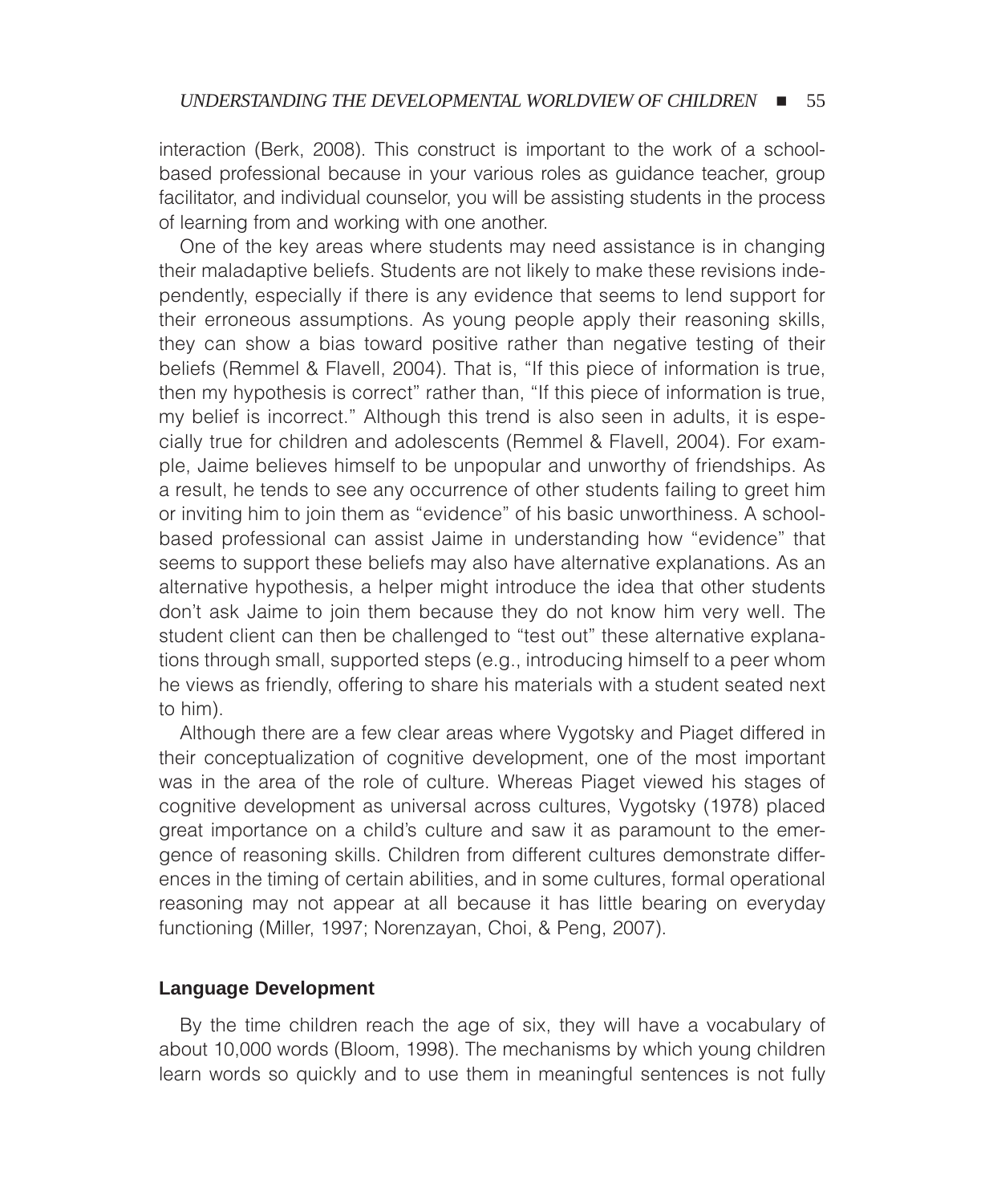interaction (Berk, 2008). This construct is important to the work of a school-based professional because in your various roles as guidance teacher, group facilitator, and individual counselor, you will be assisting students in the process of learning from and working with one another.

One of the key areas where students may need assistance is in changing their maladaptive beliefs. Students are not likely to make these revisions independently, especially if there is any evidence that seems to lend support for their erroneous assumptions. As young people apply their reasoning skills, they can show a bias toward positive rather than negative testing of their beliefs (Remmel & Flavell, 2004). That is, "If this piece of information is true, then my hypothesis is correct" rather than, "If this piece of information is true, my belief is incorrect." Although this trend is also seen in adults, it is especially true for children and adolescents (Remmel & Flavell, 2004). For example, Jaime believes himself to be unpopular and unworthy of friendships. As a result, he tends to see any occurrence of other students failing to greet him or inviting him to join them as "evidence" of his basic unworthiness. A school-based professional can assist Jaime in understanding how "evidence" that seems to support these beliefs may also have alternative explanations. As an alternative hypothesis, a helper might introduce the idea that other students don't ask Jaime to join them because they do not know him very well. The student client can then be challenged to "test out" these alternative explanations through small, supported steps (e.g., introducing himself to a peer whom he views as friendly, offering to share his materials with a student seated next to him).

Although there are a few clear areas where Vygotsky and Piaget differed in their conceptualization of cognitive development, one of the most important was in the area of the role of culture. Whereas Piaget viewed his stages of cognitive development as universal across cultures, Vygotsky (1978) placed great importance on a child's culture and saw it as paramount to the emergence of reasoning skills. Children from different cultures demonstrate differences in the timing of certain abilities, and in some cultures, formal operational reasoning may not appear at all because it has little bearing on everyday functioning (Miller, 1997; Norenzayan, Choi, & Peng, 2007).

## Language Development

By the time children reach the age of six, they will have a vocabulary of about 10,000 words (Bloom, 1998). The mechanisms by which young children learn words so quickly and to use them in meaningful sentences is not fully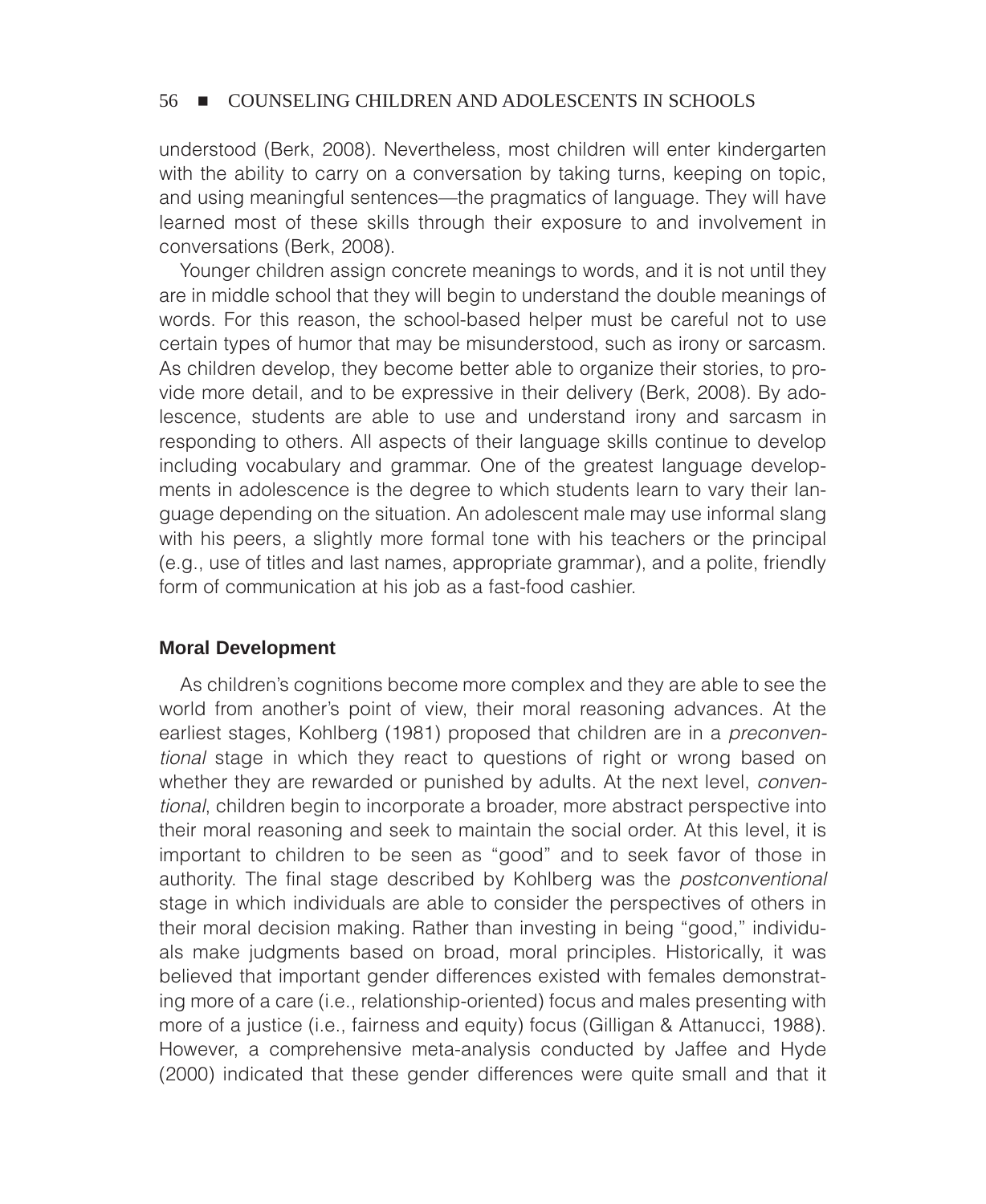understood (Berk, 2008). Nevertheless, most children will enter kindergarten with the ability to carry on a conversation by taking turns, keeping on topic, and using meaningful sentences—the pragmatics of language. They will have learned most of these skills through their exposure to and involvement in conversations (Berk, 2008).

Younger children assign concrete meanings to words, and it is not until they are in middle school that they will begin to understand the double meanings of words. For this reason, the school-based helper must be careful not to use certain types of humor that may be misunderstood, such as irony or sarcasm. As children develop, they become better able to organize their stories, to provide more detail, and to be expressive in their delivery (Berk, 2008). By adolescence, students are able to use and understand irony and sarcasm in responding to others. All aspects of their language skills continue to develop including vocabulary and grammar. One of the greatest language developments in adolescence is the degree to which students learn to vary their language depending on the situation. An adolescent male may use informal slang with his peers, a slightly more formal tone with his teachers or the principal (e.g., use of titles and last names, appropriate grammar), and a polite, friendly form of communication at his job as a fast-food cashier.

### Moral Development

As children's cognitions become more complex and they are able to see the world from another's point of view, their moral reasoning advances. At the earliest stages, Kohlberg (1981) proposed that children are in a *preconventional* stage in which they react to questions of right or wrong based on whether they are rewarded or punished by adults. At the next level, *conventional*, children begin to incorporate a broader, more abstract perspective into their moral reasoning and seek to maintain the social order. At this level, it is important to children to be seen as "good" and to seek favor of those in authority. The final stage described by Kohlberg was the *postconventional* stage in which individuals are able to consider the perspectives of others in their moral decision making. Rather than investing in being "good," individuals make judgments based on broad, moral principles. Historically, it was believed that important gender differences existed with females demonstrating more of a care (i.e., relationship-oriented) focus and males presenting with more of a justice (i.e., fairness and equity) focus (Gilligan & Attanucci, 1988). However, a comprehensive meta-analysis conducted by Jaffee and Hyde (2000) indicated that these gender differences were quite small and that it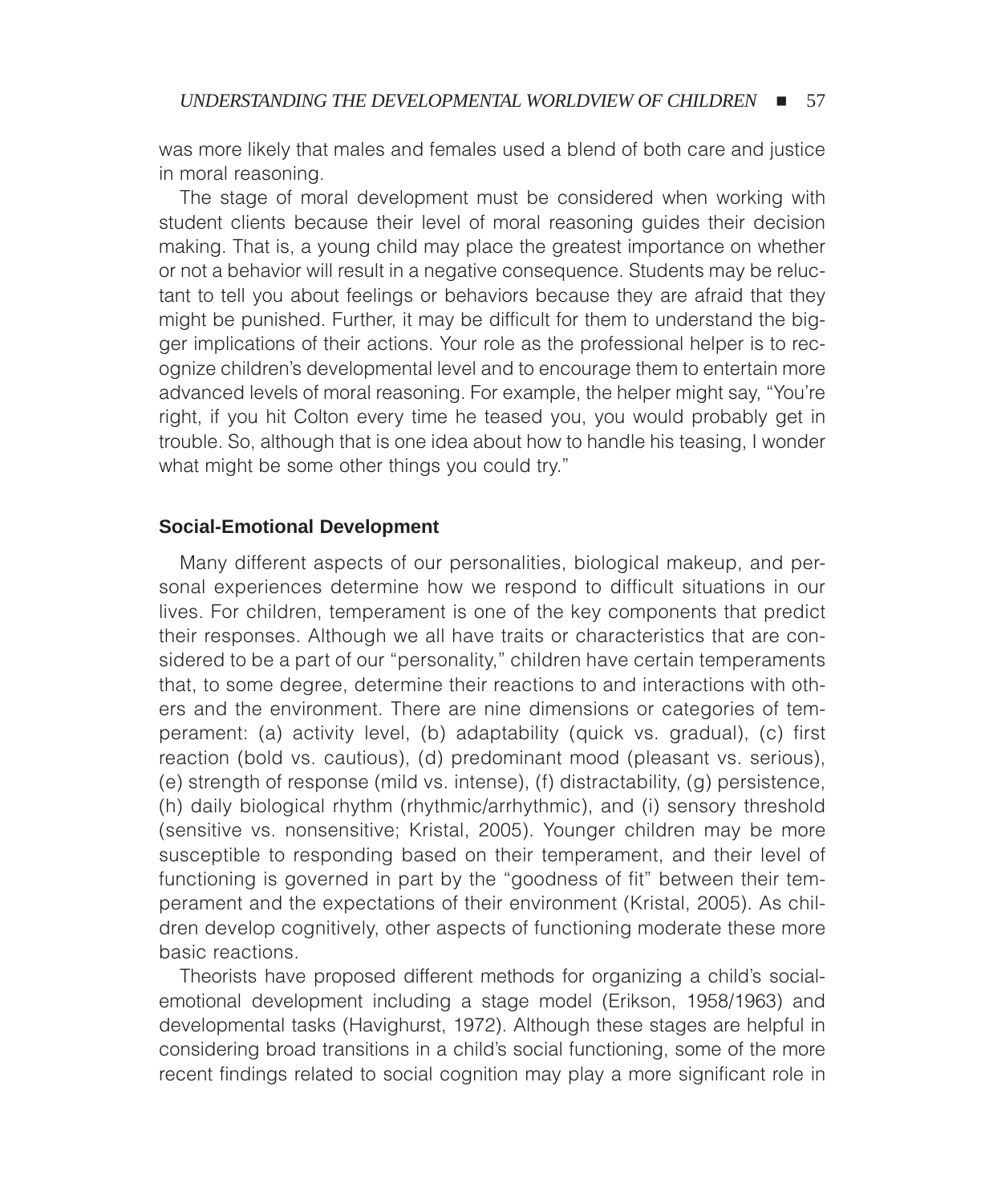was more likely that males and females used a blend of both care and justice in moral reasoning.

The stage of moral development must be considered when working with student clients because their level of moral reasoning guides their decision making. That is, a young child may place the greatest importance on whether or not a behavior will result in a negative consequence. Students may be reluctant to tell you about feelings or behaviors because they are afraid that they might be punished. Further, it may be difficult for them to understand the bigger implications of their actions. Your role as the professional helper is to recognize children's developmental level and to encourage them to entertain more advanced levels of moral reasoning. For example, the helper might say, "You're right, if you hit Colton every time he teased you, you would probably get in trouble. So, although that is one idea about how to handle his teasing, I wonder what might be some other things you could try."

### Social-Emotional Development

Many different aspects of our personalities, biological makeup, and personal experiences determine how we respond to difficult situations in our lives. For children, temperament is one of the key components that predict their responses. Although we all have traits or characteristics that are considered to be a part of our "personality," children have certain temperaments that, to some degree, determine their reactions to and interactions with others and the environment. There are nine dimensions or categories of temperament: (a) activity level, (b) adaptability (quick vs. gradual), (c) first reaction (bold vs. cautious), (d) predominant mood (pleasant vs. serious), (e) strength of response (mild vs. intense), (f) distractability, (g) persistence, (h) daily biological rhythm (rhythmic/arrhythmic), and (i) sensory threshold (sensitive vs. nonsensitive; Kristal, 2005). Younger children may be more susceptible to responding based on their temperament, and their level of functioning is governed in part by the "goodness of fit" between their temperament and the expectations of their environment (Kristal, 2005). As children develop cognitively, other aspects of functioning moderate these more basic reactions.

Theorists have proposed different methods for organizing a child's social-emotional development including a stage model (Erikson, 1958/1963) and developmental tasks (Havighurst, 1972). Although these stages are helpful in considering broad transitions in a child's social functioning, some of the more recent findings related to social cognition may play a more significant role in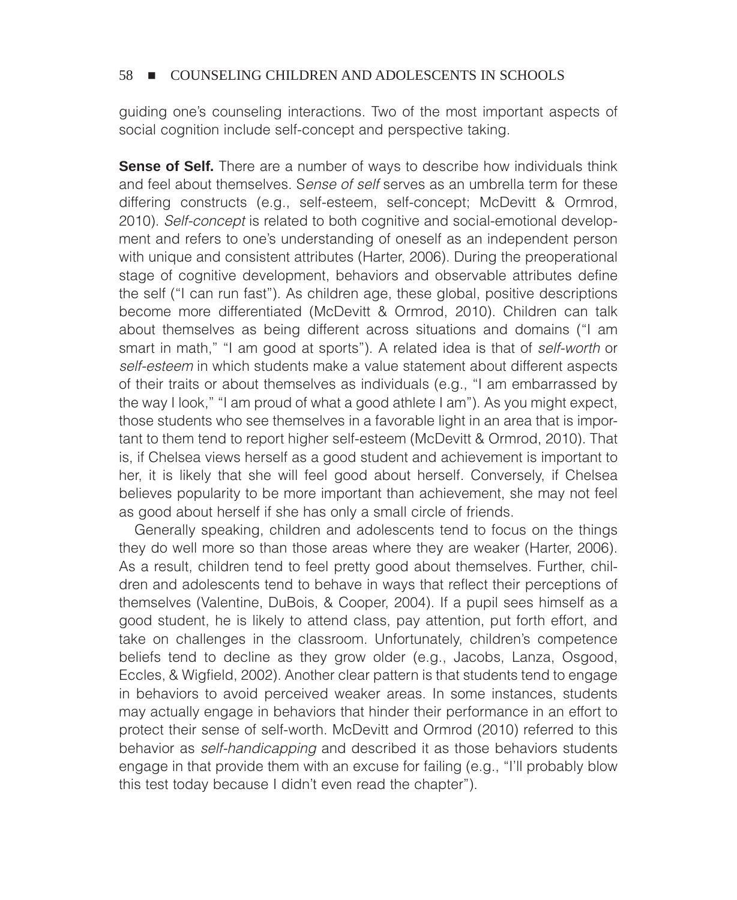guiding one's counseling interactions. Two of the most important aspects of social cognition include self-concept and perspective taking.

**Sense of Self.** There are a number of ways to describe how individuals think and feel about themselves. S*ense of self* serves as an umbrella term for these differing constructs (e.g., self-esteem, self-concept; McDevitt & Ormrod, 2010). *Self-concept* is related to both cognitive and social-emotional development and refers to one's understanding of oneself as an independent person with unique and consistent attributes (Harter, 2006). During the preoperational stage of cognitive development, behaviors and observable attributes define the self ("I can run fast"). As children age, these global, positive descriptions become more differentiated (McDevitt & Ormrod, 2010). Children can talk about themselves as being different across situations and domains ("I am smart in math," "I am good at sports"). A related idea is that of *self-worth* or *self-esteem* in which students make a value statement about different aspects of their traits or about themselves as individuals (e.g., "I am embarrassed by the way I look," "I am proud of what a good athlete I am"). As you might expect, those students who see themselves in a favorable light in an area that is important to them tend to report higher self-esteem (McDevitt & Ormrod, 2010). That is, if Chelsea views herself as a good student and achievement is important to her, it is likely that she will feel good about herself. Conversely, if Chelsea believes popularity to be more important than achievement, she may not feel as good about herself if she has only a small circle of friends.

Generally speaking, children and adolescents tend to focus on the things they do well more so than those areas where they are weaker (Harter, 2006). As a result, children tend to feel pretty good about themselves. Further, children and adolescents tend to behave in ways that reflect their perceptions of themselves (Valentine, DuBois, & Cooper, 2004). If a pupil sees himself as a good student, he is likely to attend class, pay attention, put forth effort, and take on challenges in the classroom. Unfortunately, children's competence beliefs tend to decline as they grow older (e.g., Jacobs, Lanza, Osgood, Eccles, & Wigfield, 2002). Another clear pattern is that students tend to engage in behaviors to avoid perceived weaker areas. In some instances, students may actually engage in behaviors that hinder their performance in an effort to protect their sense of self-worth. McDevitt and Ormrod (2010) referred to this behavior as *self-handicapping* and described it as those behaviors students engage in that provide them with an excuse for failing (e.g., "I'll probably blow this test today because I didn't even read the chapter").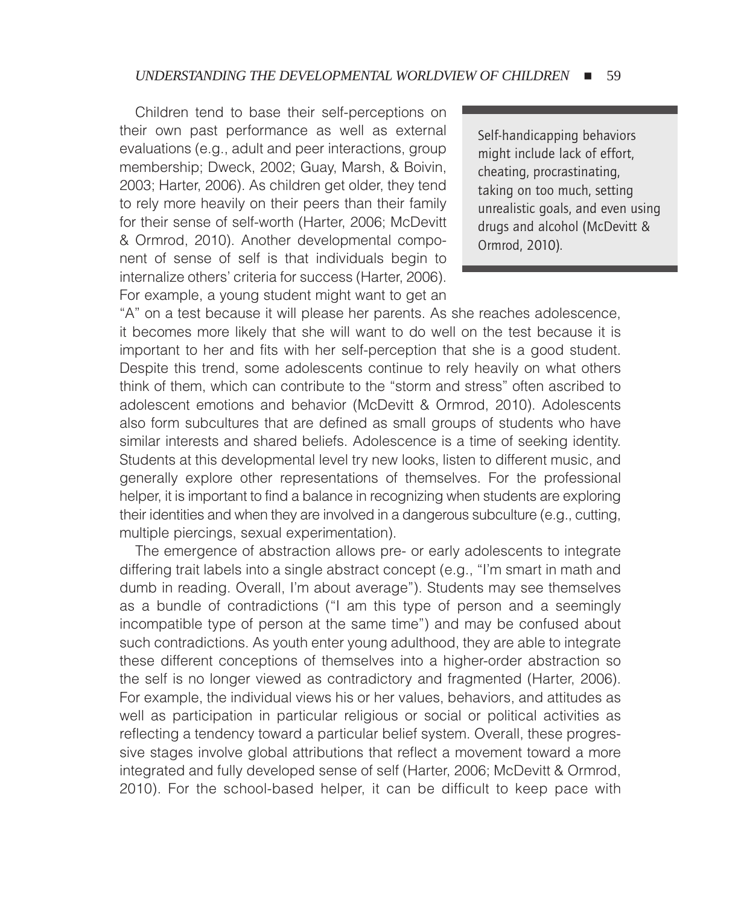Children tend to base their self-perceptions on their own past performance as well as external evaluations (e.g., adult and peer interactions, group membership; Dweck, 2002; Guay, Marsh, & Boivin, 2003; Harter, 2006). As children get older, they tend to rely more heavily on their peers than their family for their sense of self-worth (Harter, 2006; McDevitt & Ormrod, 2010). Another developmental component of sense of self is that individuals begin to internalize others' criteria for success (Harter, 2006). For example, a young student might want to get an "A" on a test because it will please her parents. As she reaches adolescence, it becomes more likely that she will want to do well on the test because it is important to her and fits with her self-perception that she is a good student. Despite this trend, some adolescents continue to rely heavily on what others think of them, which can contribute to the "storm and stress" often ascribed to adolescent emotions and behavior (McDevitt & Ormrod, 2010). Adolescents also form subcultures that are defined as small groups of students who have similar interests and shared beliefs. Adolescence is a time of seeking identity. Students at this developmental level try new looks, listen to different music, and generally explore other representations of themselves. For the professional helper, it is important to find a balance in recognizing when students are exploring their identities and when they are involved in a dangerous subculture (e.g., cutting, multiple piercings, sexual experimentation).

> Self-handicapping behaviors might include lack of effort, cheating, procrastinating, taking on too much, setting unrealistic goals, and even using drugs and alcohol (McDevitt & Ormrod, 2010).

The emergence of abstraction allows pre- or early adolescents to integrate differing trait labels into a single abstract concept (e.g., "I'm smart in math and dumb in reading. Overall, I'm about average"). Students may see themselves as a bundle of contradictions ("I am this type of person and a seemingly incompatible type of person at the same time") and may be confused about such contradictions. As youth enter young adulthood, they are able to integrate these different conceptions of themselves into a higher-order abstraction so the self is no longer viewed as contradictory and fragmented (Harter, 2006). For example, the individual views his or her values, behaviors, and attitudes as well as participation in particular religious or social or political activities as reflecting a tendency toward a particular belief system. Overall, these progressive stages involve global attributions that reflect a movement toward a more integrated and fully developed sense of self (Harter, 2006; McDevitt & Ormrod, 2010). For the school-based helper, it can be difficult to keep pace with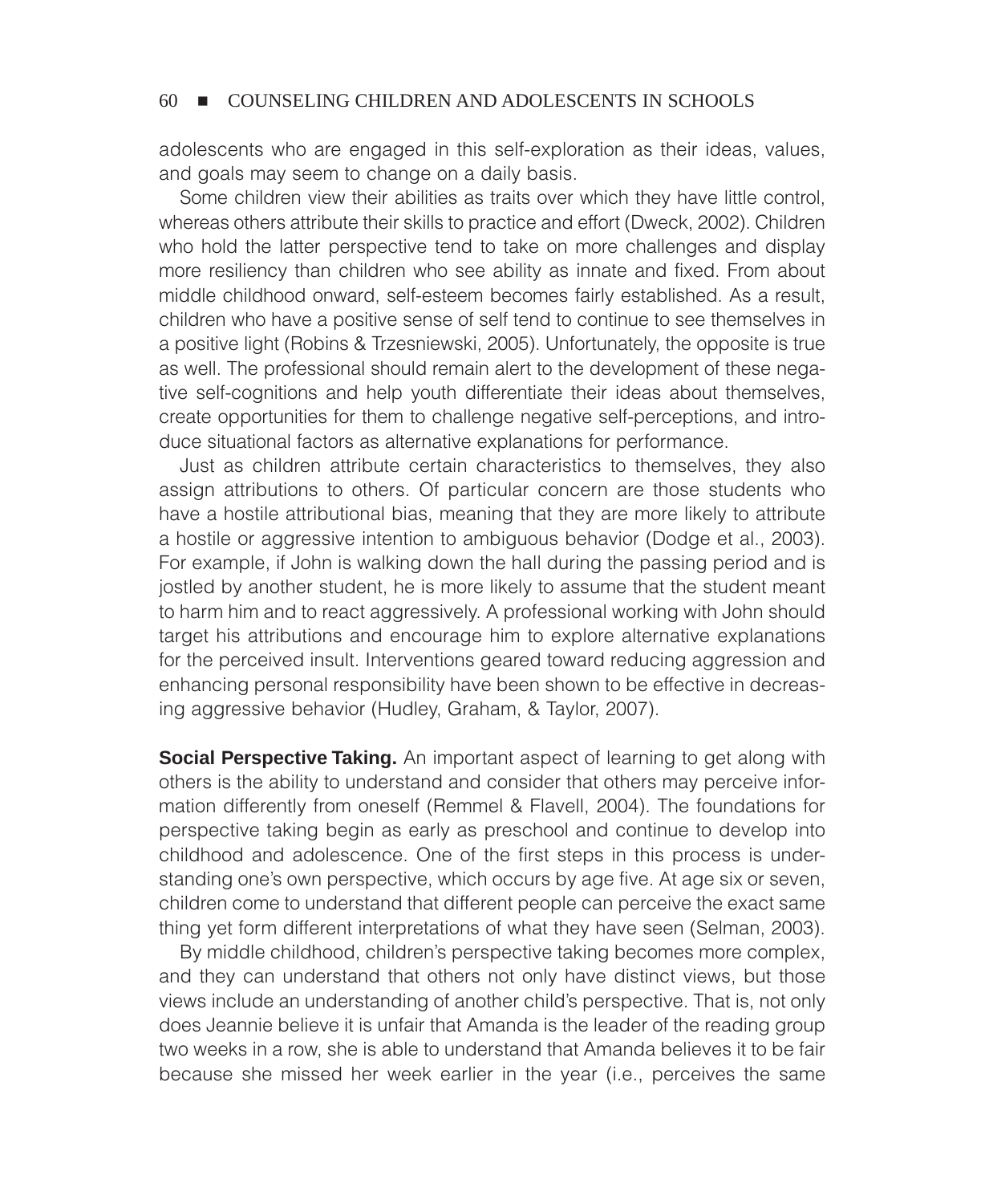adolescents who are engaged in this self-exploration as their ideas, values, and goals may seem to change on a daily basis.

Some children view their abilities as traits over which they have little control, whereas others attribute their skills to practice and effort (Dweck, 2002). Children who hold the latter perspective tend to take on more challenges and display more resiliency than children who see ability as innate and fixed. From about middle childhood onward, self-esteem becomes fairly established. As a result, children who have a positive sense of self tend to continue to see themselves in a positive light (Robins & Trzesniewski, 2005). Unfortunately, the opposite is true as well. The professional should remain alert to the development of these negative self-cognitions and help youth differentiate their ideas about themselves, create opportunities for them to challenge negative self-perceptions, and introduce situational factors as alternative explanations for performance.

Just as children attribute certain characteristics to themselves, they also assign attributions to others. Of particular concern are those students who have a hostile attributional bias, meaning that they are more likely to attribute a hostile or aggressive intention to ambiguous behavior (Dodge et al., 2003). For example, if John is walking down the hall during the passing period and is jostled by another student, he is more likely to assume that the student meant to harm him and to react aggressively. A professional working with John should target his attributions and encourage him to explore alternative explanations for the perceived insult. Interventions geared toward reducing aggression and enhancing personal responsibility have been shown to be effective in decreasing aggressive behavior (Hudley, Graham, & Taylor, 2007).

**Social Perspective Taking.** An important aspect of learning to get along with others is the ability to understand and consider that others may perceive information differently from oneself (Remmel & Flavell, 2004). The foundations for perspective taking begin as early as preschool and continue to develop into childhood and adolescence. One of the first steps in this process is understanding one's own perspective, which occurs by age five. At age six or seven, children come to understand that different people can perceive the exact same thing yet form different interpretations of what they have seen (Selman, 2003).

By middle childhood, children's perspective taking becomes more complex, and they can understand that others not only have distinct views, but those views include an understanding of another child's perspective. That is, not only does Jeannie believe it is unfair that Amanda is the leader of the reading group two weeks in a row, she is able to understand that Amanda believes it to be fair because she missed her week earlier in the year (i.e., perceives the same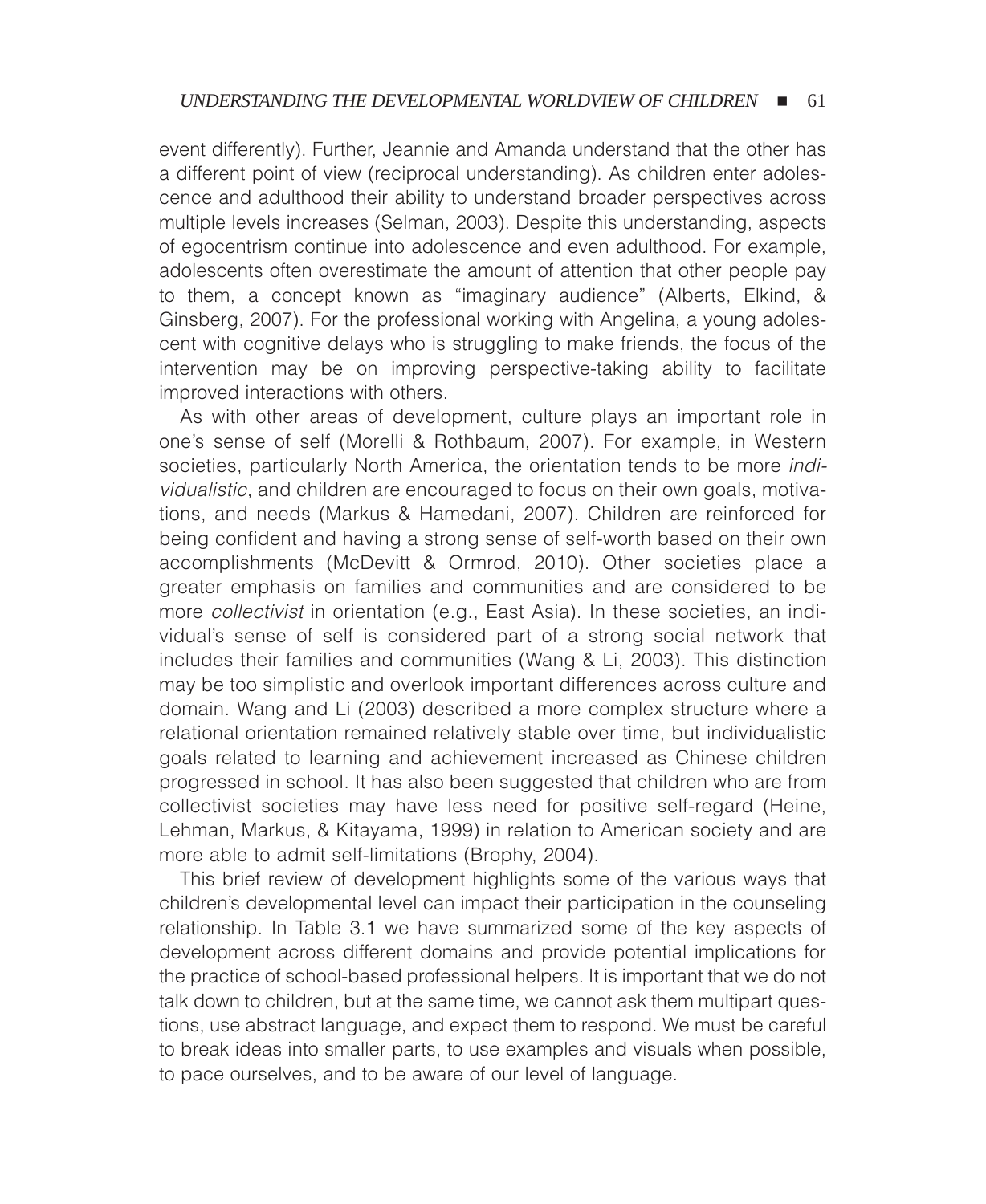event differently). Further, Jeannie and Amanda understand that the other has a different point of view (reciprocal understanding). As children enter adolescence and adulthood their ability to understand broader perspectives across multiple levels increases (Selman, 2003). Despite this understanding, aspects of egocentrism continue into adolescence and even adulthood. For example, adolescents often overestimate the amount of attention that other people pay to them, a concept known as "imaginary audience" (Alberts, Elkind, & Ginsberg, 2007). For the professional working with Angelina, a young adolescent with cognitive delays who is struggling to make friends, the focus of the intervention may be on improving perspective-taking ability to facilitate improved interactions with others.

As with other areas of development, culture plays an important role in one's sense of self (Morelli & Rothbaum, 2007). For example, in Western societies, particularly North America, the orientation tends to be more *individualistic*, and children are encouraged to focus on their own goals, motivations, and needs (Markus & Hamedani, 2007). Children are reinforced for being confident and having a strong sense of self-worth based on their own accomplishments (McDevitt & Ormrod, 2010). Other societies place a greater emphasis on families and communities and are considered to be more *collectivist* in orientation (e.g., East Asia). In these societies, an individual's sense of self is considered part of a strong social network that includes their families and communities (Wang & Li, 2003). This distinction may be too simplistic and overlook important differences across culture and domain. Wang and Li (2003) described a more complex structure where a relational orientation remained relatively stable over time, but individualistic goals related to learning and achievement increased as Chinese children progressed in school. It has also been suggested that children who are from collectivist societies may have less need for positive self-regard (Heine, Lehman, Markus, & Kitayama, 1999) in relation to American society and are more able to admit self-limitations (Brophy, 2004).

This brief review of development highlights some of the various ways that children's developmental level can impact their participation in the counseling relationship. In Table 3.1 we have summarized some of the key aspects of development across different domains and provide potential implications for the practice of school-based professional helpers. It is important that we do not talk down to children, but at the same time, we cannot ask them multipart questions, use abstract language, and expect them to respond. We must be careful to break ideas into smaller parts, to use examples and visuals when possible, to pace ourselves, and to be aware of our level of language.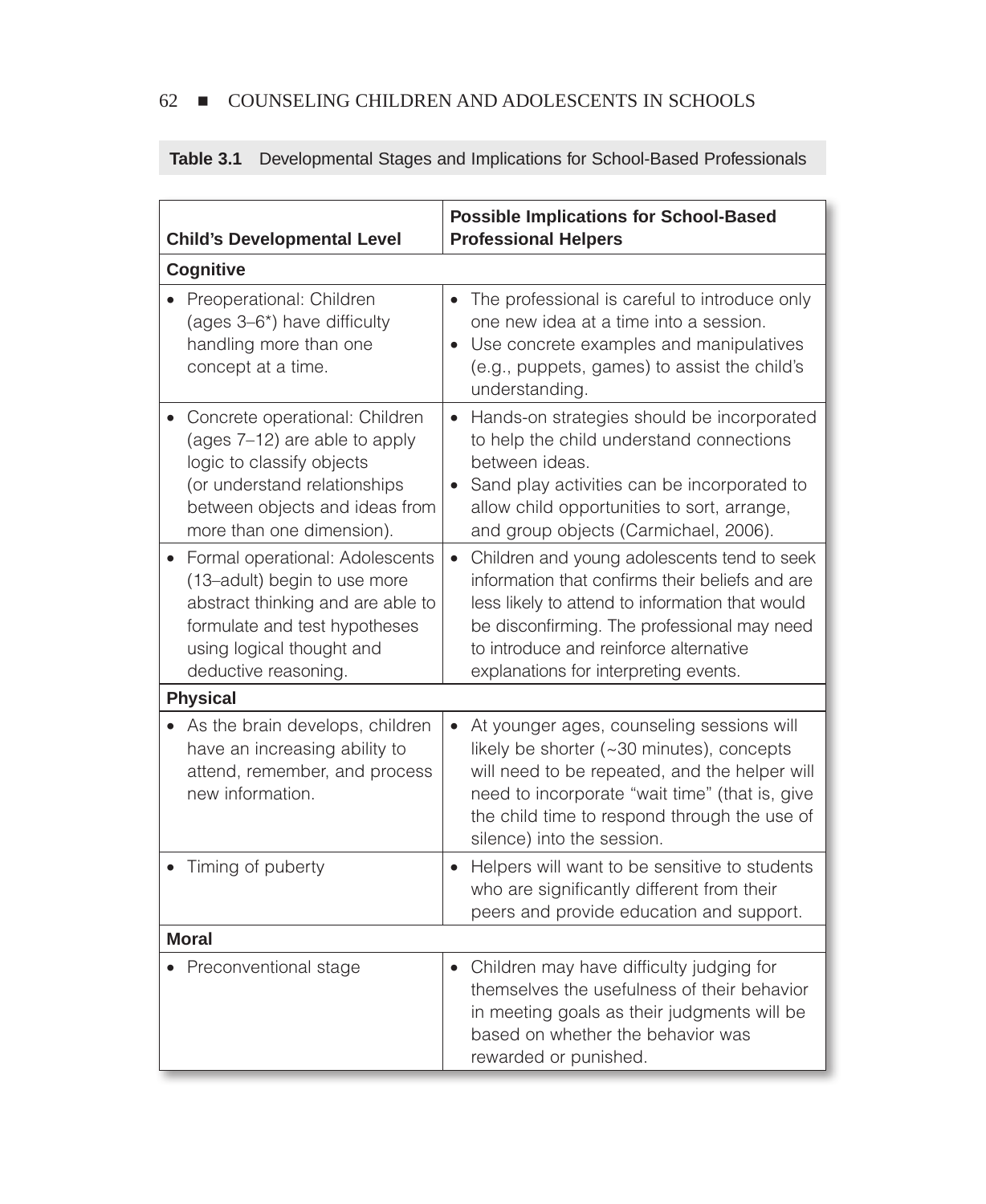**Table 3.1** Developmental Stages and Implications for School-Based Professionals

| Child's Developmental Level | Possible Implications for School-Based Professional Helpers |
|---|---|
| **Cognitive** | |
| • Preoperational: Children (ages 3–6*) have difficulty handling more than one concept at a time. | • The professional is careful to introduce only one new idea at a time into a session.<br>• Use concrete examples and manipulatives (e.g., puppets, games) to assist the child's understanding. |
| • Concrete operational: Children (ages 7–12) are able to apply logic to classify objects (or understand relationships between objects and ideas from more than one dimension). | • Hands-on strategies should be incorporated to help the child understand connections between ideas.<br>• Sand play activities can be incorporated to allow child opportunities to sort, arrange, and group objects (Carmichael, 2006). |
| • Formal operational: Adolescents (13–adult) begin to use more abstract thinking and are able to formulate and test hypotheses using logical thought and deductive reasoning. | • Children and young adolescents tend to seek information that confirms their beliefs and are less likely to attend to information that would be disconfirming. The professional may need to introduce and reinforce alternative explanations for interpreting events. |
| **Physical** | |
| • As the brain develops, children have an increasing ability to attend, remember, and process new information. | • At younger ages, counseling sessions will likely be shorter (~30 minutes), concepts will need to be repeated, and the helper will need to incorporate "wait time" (that is, give the child time to respond through the use of silence) into the session. |
| • Timing of puberty | • Helpers will want to be sensitive to students who are significantly different from their peers and provide education and support. |
| **Moral** | |
| • Preconventional stage | • Children may have difficulty judging for themselves the usefulness of their behavior in meeting goals as their judgments will be based on whether the behavior was rewarded or punished. |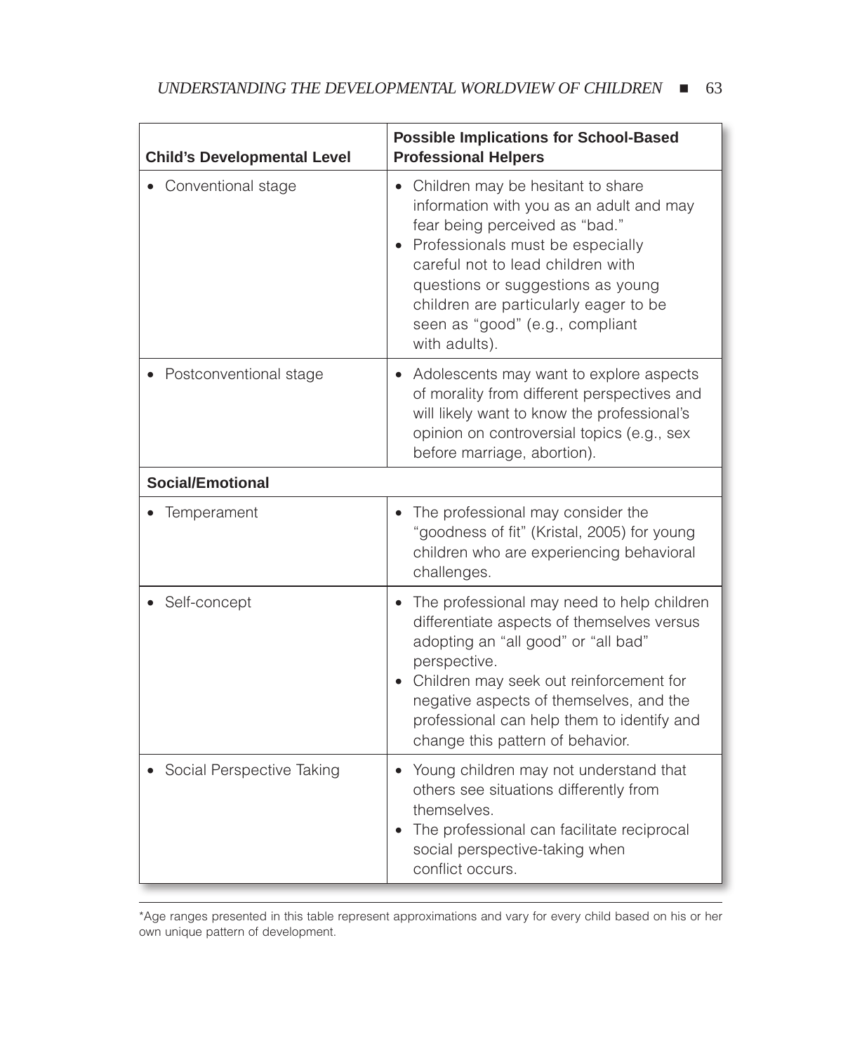| Child's Developmental Level | Possible Implications for School-Based Professional Helpers |
|---|---|
| • Conventional stage | • Children may be hesitant to share information with you as an adult and may fear being perceived as "bad."<br>• Professionals must be especially careful not to lead children with questions or suggestions as young children are particularly eager to be seen as "good" (e.g., compliant with adults). |
| • Postconventional stage | • Adolescents may want to explore aspects of morality from different perspectives and will likely want to know the professional's opinion on controversial topics (e.g., sex before marriage, abortion). |
| **Social/Emotional** | |
| • Temperament | • The professional may consider the "goodness of fit" (Kristal, 2005) for young children who are experiencing behavioral challenges. |
| • Self-concept | • The professional may need to help children differentiate aspects of themselves versus adopting an "all good" or "all bad" perspective.<br>• Children may seek out reinforcement for negative aspects of themselves, and the professional can help them to identify and change this pattern of behavior. |
| • Social Perspective Taking | • Young children may not understand that others see situations differently from themselves.<br>• The professional can facilitate reciprocal social perspective-taking when conflict occurs. |

*Age ranges presented in this table represent approximations and vary for every child based on his or her own unique pattern of development.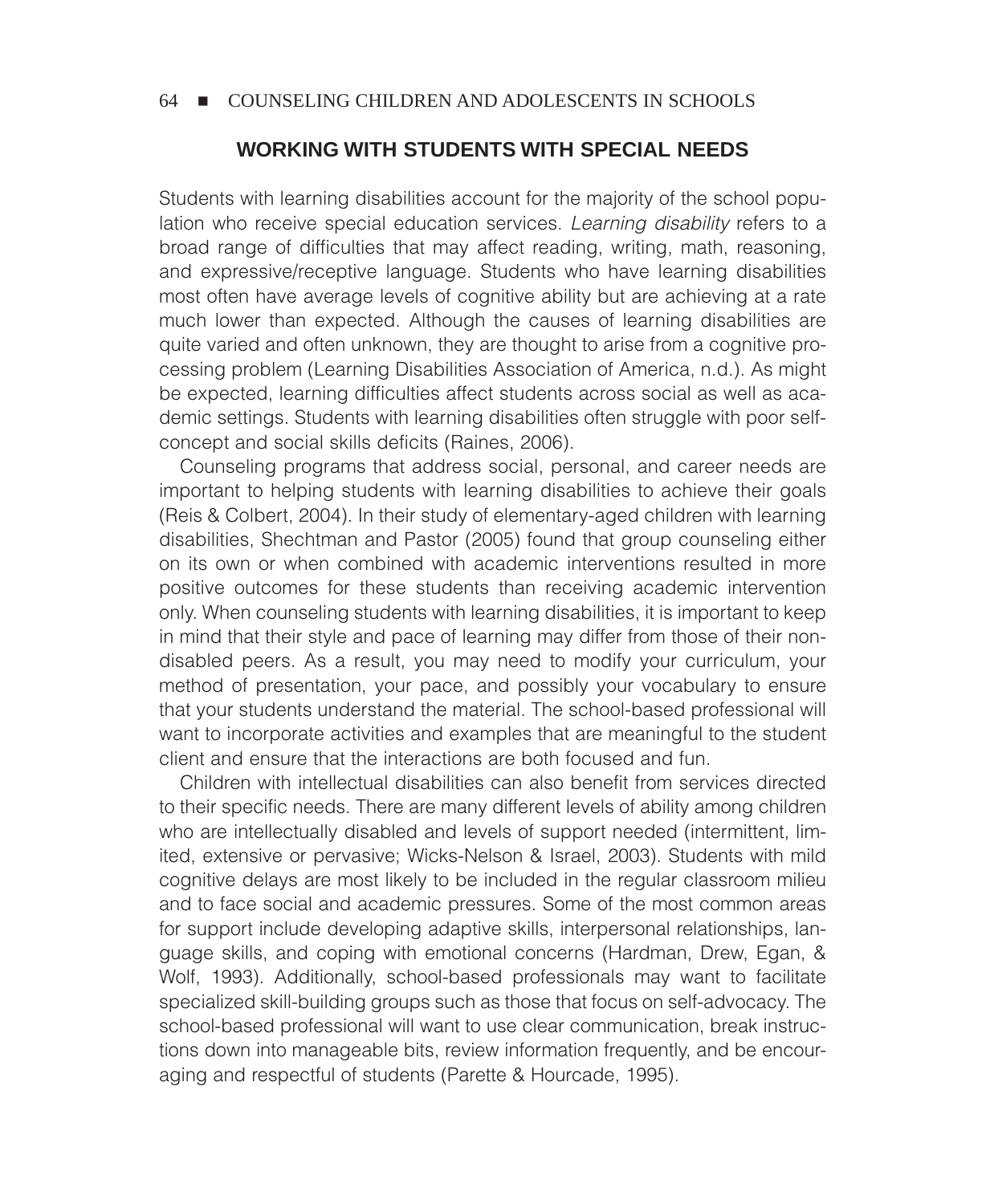## WORKING WITH STUDENTS WITH SPECIAL NEEDS

Students with learning disabilities account for the majority of the school population who receive special education services. *Learning disability* refers to a broad range of difficulties that may affect reading, writing, math, reasoning, and expressive/receptive language. Students who have learning disabilities most often have average levels of cognitive ability but are achieving at a rate much lower than expected. Although the causes of learning disabilities are quite varied and often unknown, they are thought to arise from a cognitive processing problem (Learning Disabilities Association of America, n.d.). As might be expected, learning difficulties affect students across social as well as academic settings. Students with learning disabilities often struggle with poor self-concept and social skills deficits (Raines, 2006).

Counseling programs that address social, personal, and career needs are important to helping students with learning disabilities to achieve their goals (Reis & Colbert, 2004). In their study of elementary-aged children with learning disabilities, Shechtman and Pastor (2005) found that group counseling either on its own or when combined with academic interventions resulted in more positive outcomes for these students than receiving academic intervention only. When counseling students with learning disabilities, it is important to keep in mind that their style and pace of learning may differ from those of their nondisabled peers. As a result, you may need to modify your curriculum, your method of presentation, your pace, and possibly your vocabulary to ensure that your students understand the material. The school-based professional will want to incorporate activities and examples that are meaningful to the student client and ensure that the interactions are both focused and fun.

Children with intellectual disabilities can also benefit from services directed to their specific needs. There are many different levels of ability among children who are intellectually disabled and levels of support needed (intermittent, limited, extensive or pervasive; Wicks-Nelson & Israel, 2003). Students with mild cognitive delays are most likely to be included in the regular classroom milieu and to face social and academic pressures. Some of the most common areas for support include developing adaptive skills, interpersonal relationships, language skills, and coping with emotional concerns (Hardman, Drew, Egan, & Wolf, 1993). Additionally, school-based professionals may want to facilitate specialized skill-building groups such as those that focus on self-advocacy. The school-based professional will want to use clear communication, break instructions down into manageable bits, review information frequently, and be encouraging and respectful of students (Parette & Hourcade, 1995).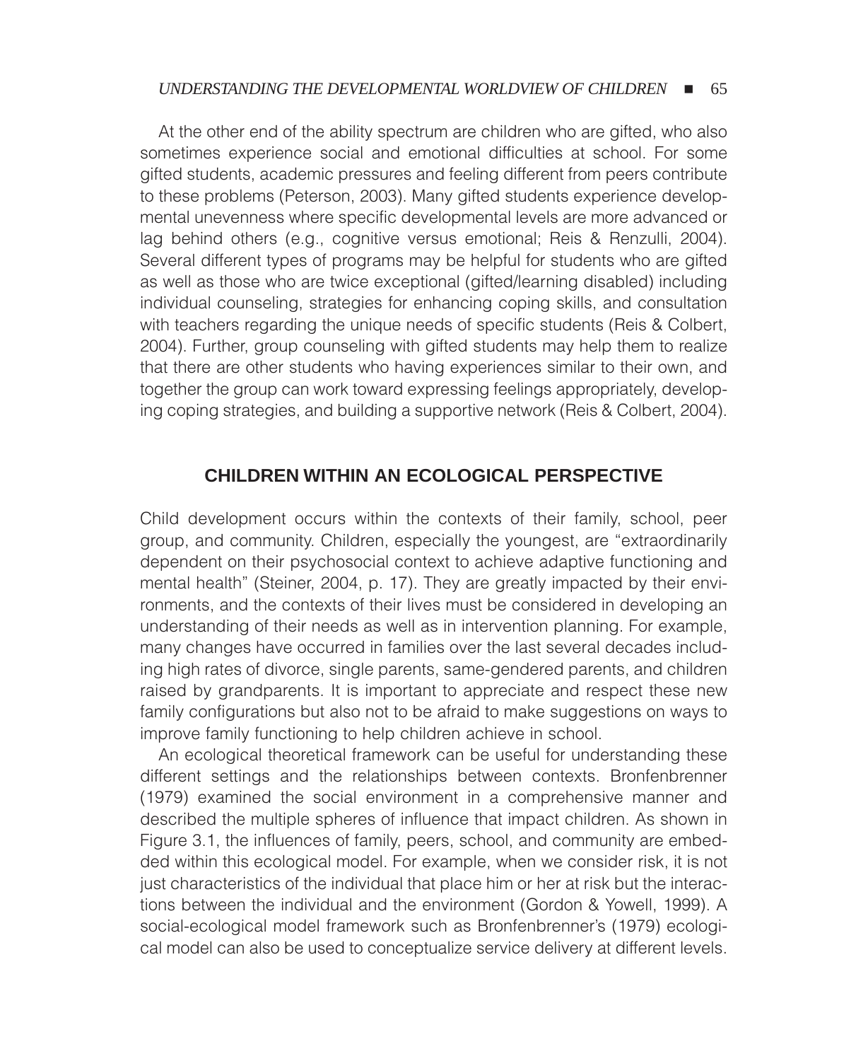At the other end of the ability spectrum are children who are gifted, who also sometimes experience social and emotional difficulties at school. For some gifted students, academic pressures and feeling different from peers contribute to these problems (Peterson, 2003). Many gifted students experience developmental unevenness where specific developmental levels are more advanced or lag behind others (e.g., cognitive versus emotional; Reis & Renzulli, 2004). Several different types of programs may be helpful for students who are gifted as well as those who are twice exceptional (gifted/learning disabled) including individual counseling, strategies for enhancing coping skills, and consultation with teachers regarding the unique needs of specific students (Reis & Colbert, 2004). Further, group counseling with gifted students may help them to realize that there are other students who having experiences similar to their own, and together the group can work toward expressing feelings appropriately, developing coping strategies, and building a supportive network (Reis & Colbert, 2004).

## CHILDREN WITHIN AN ECOLOGICAL PERSPECTIVE

Child development occurs within the contexts of their family, school, peer group, and community. Children, especially the youngest, are "extraordinarily dependent on their psychosocial context to achieve adaptive functioning and mental health" (Steiner, 2004, p. 17). They are greatly impacted by their environments, and the contexts of their lives must be considered in developing an understanding of their needs as well as in intervention planning. For example, many changes have occurred in families over the last several decades including high rates of divorce, single parents, same-gendered parents, and children raised by grandparents. It is important to appreciate and respect these new family configurations but also not to be afraid to make suggestions on ways to improve family functioning to help children achieve in school.

An ecological theoretical framework can be useful for understanding these different settings and the relationships between contexts. Bronfenbrenner (1979) examined the social environment in a comprehensive manner and described the multiple spheres of influence that impact children. As shown in Figure 3.1, the influences of family, peers, school, and community are embedded within this ecological model. For example, when we consider risk, it is not just characteristics of the individual that place him or her at risk but the interactions between the individual and the environment (Gordon & Yowell, 1999). A social-ecological model framework such as Bronfenbrenner's (1979) ecological model can also be used to conceptualize service delivery at different levels.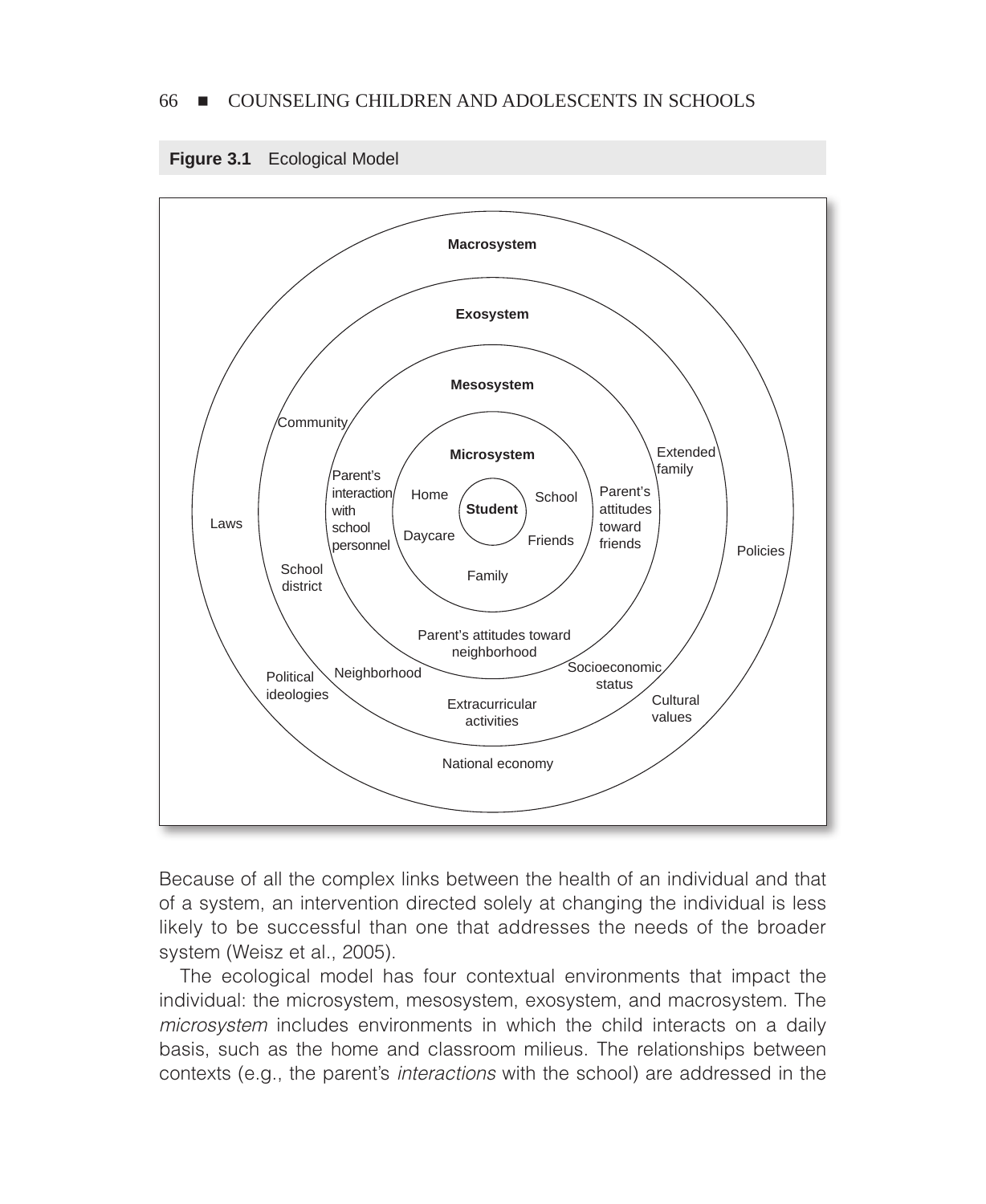**Figure 3.1** Ecological Model

Macrosystem

Exosystem

Mesosystem

Microsystem

Student

Home

School

Daycare

Friends

Family

Parent's interaction with school personnel

Parent's attitudes toward friends

Parent's attitudes toward neighborhood

Community

Extended family

School district

Neighborhood

Socioeconomic status

Extracurricular activities

Laws

Policies

Political ideologies

Cultural values

National economy

Because of all the complex links between the health of an individual and that of a system, an intervention directed solely at changing the individual is less likely to be successful than one that addresses the needs of the broader system (Weisz et al., 2005).

The ecological model has four contextual environments that impact the individual: the microsystem, mesosystem, exosystem, and macrosystem. The *microsystem* includes environments in which the child interacts on a daily basis, such as the home and classroom milieus. The relationships between contexts (e.g., the parent's *interactions* with the school) are addressed in the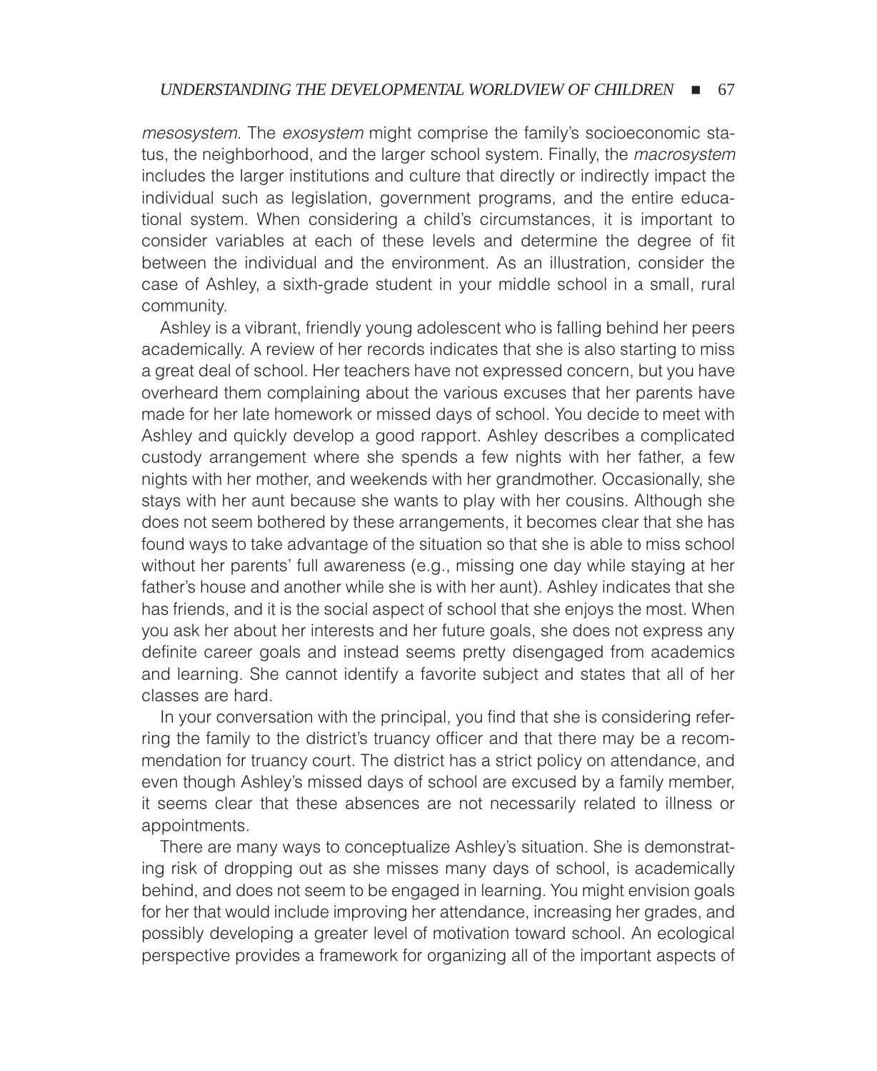*mesosystem*. The *exosystem* might comprise the family's socioeconomic status, the neighborhood, and the larger school system. Finally, the *macrosystem* includes the larger institutions and culture that directly or indirectly impact the individual such as legislation, government programs, and the entire educational system. When considering a child's circumstances, it is important to consider variables at each of these levels and determine the degree of fit between the individual and the environment. As an illustration, consider the case of Ashley, a sixth-grade student in your middle school in a small, rural community.

Ashley is a vibrant, friendly young adolescent who is falling behind her peers academically. A review of her records indicates that she is also starting to miss a great deal of school. Her teachers have not expressed concern, but you have overheard them complaining about the various excuses that her parents have made for her late homework or missed days of school. You decide to meet with Ashley and quickly develop a good rapport. Ashley describes a complicated custody arrangement where she spends a few nights with her father, a few nights with her mother, and weekends with her grandmother. Occasionally, she stays with her aunt because she wants to play with her cousins. Although she does not seem bothered by these arrangements, it becomes clear that she has found ways to take advantage of the situation so that she is able to miss school without her parents' full awareness (e.g., missing one day while staying at her father's house and another while she is with her aunt). Ashley indicates that she has friends, and it is the social aspect of school that she enjoys the most. When you ask her about her interests and her future goals, she does not express any definite career goals and instead seems pretty disengaged from academics and learning. She cannot identify a favorite subject and states that all of her classes are hard.

In your conversation with the principal, you find that she is considering referring the family to the district's truancy officer and that there may be a recommendation for truancy court. The district has a strict policy on attendance, and even though Ashley's missed days of school are excused by a family member, it seems clear that these absences are not necessarily related to illness or appointments.

There are many ways to conceptualize Ashley's situation. She is demonstrating risk of dropping out as she misses many days of school, is academically behind, and does not seem to be engaged in learning. You might envision goals for her that would include improving her attendance, increasing her grades, and possibly developing a greater level of motivation toward school. An ecological perspective provides a framework for organizing all of the important aspects of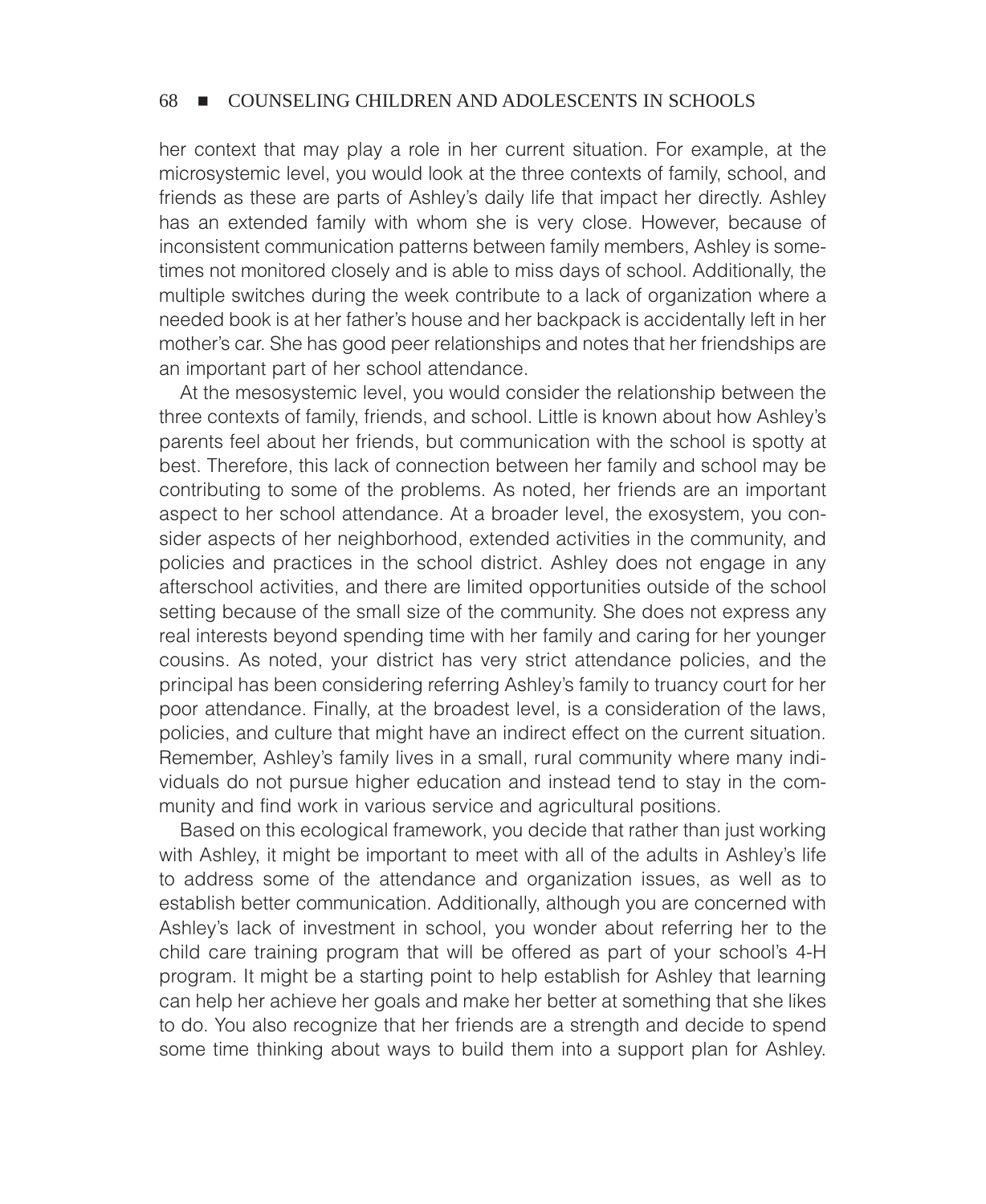her context that may play a role in her current situation. For example, at the microsystemic level, you would look at the three contexts of family, school, and friends as these are parts of Ashley's daily life that impact her directly. Ashley has an extended family with whom she is very close. However, because of inconsistent communication patterns between family members, Ashley is sometimes not monitored closely and is able to miss days of school. Additionally, the multiple switches during the week contribute to a lack of organization where a needed book is at her father's house and her backpack is accidentally left in her mother's car. She has good peer relationships and notes that her friendships are an important part of her school attendance.

At the mesosystemic level, you would consider the relationship between the three contexts of family, friends, and school. Little is known about how Ashley's parents feel about her friends, but communication with the school is spotty at best. Therefore, this lack of connection between her family and school may be contributing to some of the problems. As noted, her friends are an important aspect to her school attendance. At a broader level, the exosystem, you consider aspects of her neighborhood, extended activities in the community, and policies and practices in the school district. Ashley does not engage in any afterschool activities, and there are limited opportunities outside of the school setting because of the small size of the community. She does not express any real interests beyond spending time with her family and caring for her younger cousins. As noted, your district has very strict attendance policies, and the principal has been considering referring Ashley's family to truancy court for her poor attendance. Finally, at the broadest level, is a consideration of the laws, policies, and culture that might have an indirect effect on the current situation. Remember, Ashley's family lives in a small, rural community where many individuals do not pursue higher education and instead tend to stay in the community and find work in various service and agricultural positions.

Based on this ecological framework, you decide that rather than just working with Ashley, it might be important to meet with all of the adults in Ashley's life to address some of the attendance and organization issues, as well as to establish better communication. Additionally, although you are concerned with Ashley's lack of investment in school, you wonder about referring her to the child care training program that will be offered as part of your school's 4-H program. It might be a starting point to help establish for Ashley that learning can help her achieve her goals and make her better at something that she likes to do. You also recognize that her friends are a strength and decide to spend some time thinking about ways to build them into a support plan for Ashley.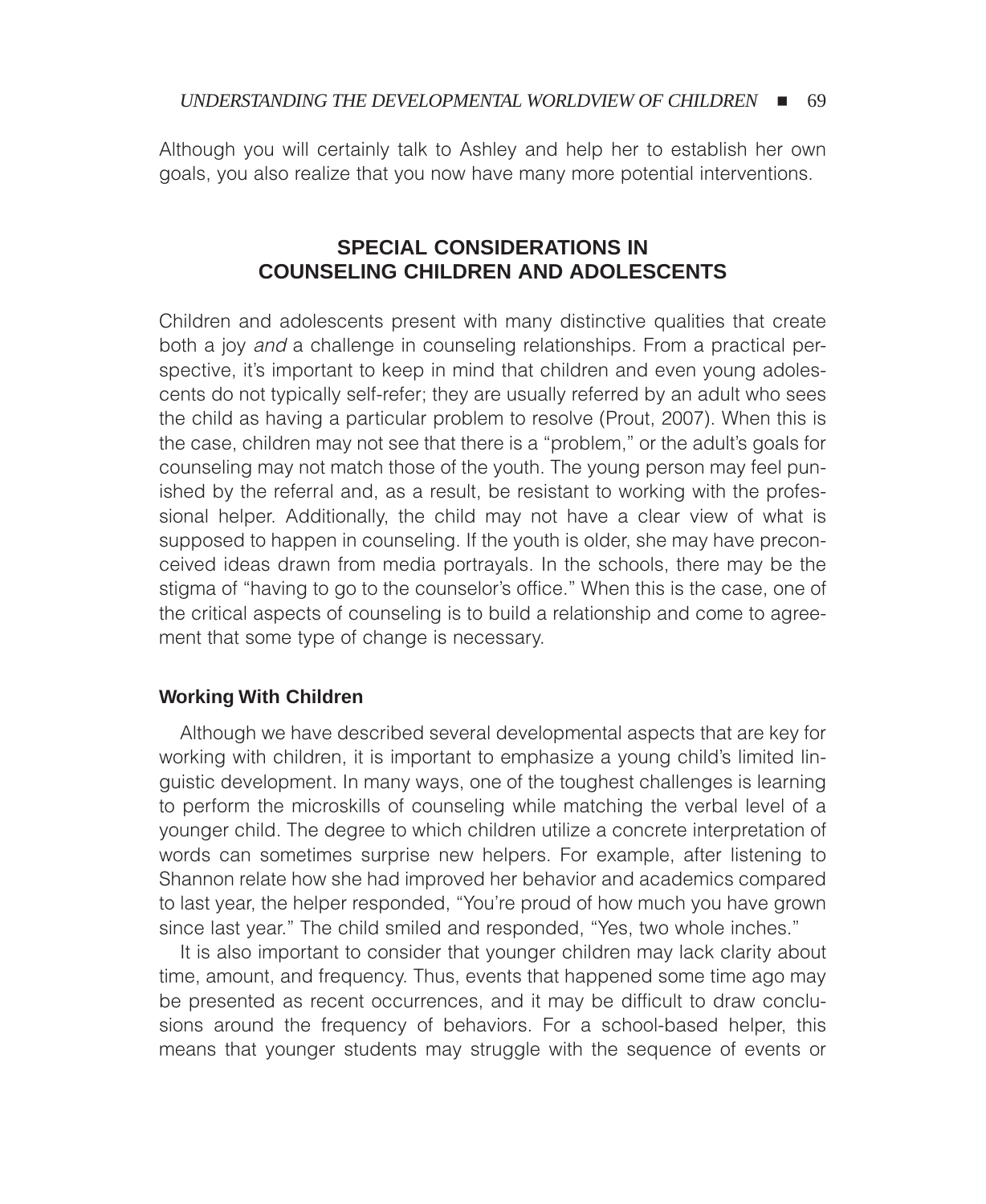Although you will certainly talk to Ashley and help her to establish her own goals, you also realize that you now have many more potential interventions.

## SPECIAL CONSIDERATIONS IN COUNSELING CHILDREN AND ADOLESCENTS

Children and adolescents present with many distinctive qualities that create both a joy *and* a challenge in counseling relationships. From a practical perspective, it's important to keep in mind that children and even young adolescents do not typically self-refer; they are usually referred by an adult who sees the child as having a particular problem to resolve (Prout, 2007). When this is the case, children may not see that there is a "problem," or the adult's goals for counseling may not match those of the youth. The young person may feel punished by the referral and, as a result, be resistant to working with the professional helper. Additionally, the child may not have a clear view of what is supposed to happen in counseling. If the youth is older, she may have preconceived ideas drawn from media portrayals. In the schools, there may be the stigma of "having to go to the counselor's office." When this is the case, one of the critical aspects of counseling is to build a relationship and come to agreement that some type of change is necessary.

### Working With Children

Although we have described several developmental aspects that are key for working with children, it is important to emphasize a young child's limited linguistic development. In many ways, one of the toughest challenges is learning to perform the microskills of counseling while matching the verbal level of a younger child. The degree to which children utilize a concrete interpretation of words can sometimes surprise new helpers. For example, after listening to Shannon relate how she had improved her behavior and academics compared to last year, the helper responded, "You're proud of how much you have grown since last year." The child smiled and responded, "Yes, two whole inches."

It is also important to consider that younger children may lack clarity about time, amount, and frequency. Thus, events that happened some time ago may be presented as recent occurrences, and it may be difficult to draw conclusions around the frequency of behaviors. For a school-based helper, this means that younger students may struggle with the sequence of events or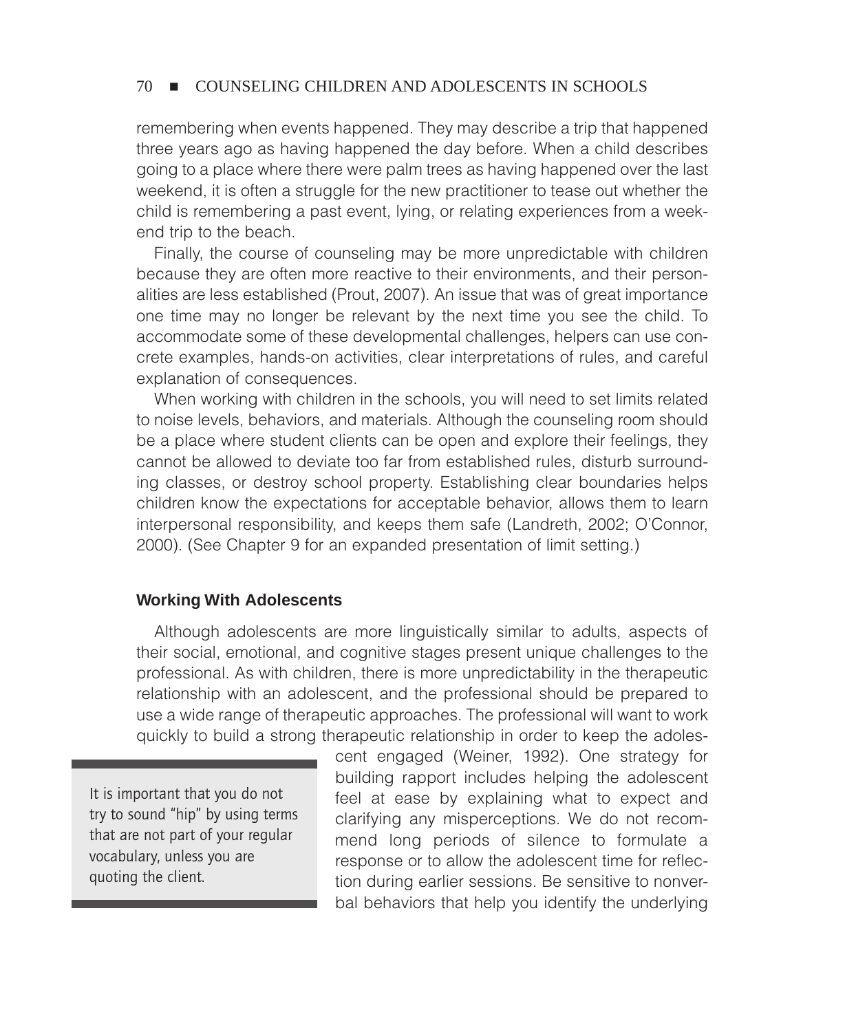remembering when events happened. They may describe a trip that happened three years ago as having happened the day before. When a child describes going to a place where there were palm trees as having happened over the last weekend, it is often a struggle for the new practitioner to tease out whether the child is remembering a past event, lying, or relating experiences from a weekend trip to the beach.

Finally, the course of counseling may be more unpredictable with children because they are often more reactive to their environments, and their personalities are less established (Prout, 2007). An issue that was of great importance one time may no longer be relevant by the next time you see the child. To accommodate some of these developmental challenges, helpers can use concrete examples, hands-on activities, clear interpretations of rules, and careful explanation of consequences.

When working with children in the schools, you will need to set limits related to noise levels, behaviors, and materials. Although the counseling room should be a place where student clients can be open and explore their feelings, they cannot be allowed to deviate too far from established rules, disturb surrounding classes, or destroy school property. Establishing clear boundaries helps children know the expectations for acceptable behavior, allows them to learn interpersonal responsibility, and keeps them safe (Landreth, 2002; O'Connor, 2000). (See Chapter 9 for an expanded presentation of limit setting.)

### Working With Adolescents

Although adolescents are more linguistically similar to adults, aspects of their social, emotional, and cognitive stages present unique challenges to the professional. As with children, there is more unpredictability in the therapeutic relationship with an adolescent, and the professional should be prepared to use a wide range of therapeutic approaches. The professional will want to work quickly to build a strong therapeutic relationship in order to keep the adolescent engaged (Weiner, 1992). One strategy for building rapport includes helping the adolescent feel at ease by explaining what to expect and clarifying any misperceptions. We do not recommend long periods of silence to formulate a response or to allow the adolescent time for reflection during earlier sessions. Be sensitive to nonverbal behaviors that help you identify the underlying

> It is important that you do not try to sound "hip" by using terms that are not part of your regular vocabulary, unless you are quoting the client.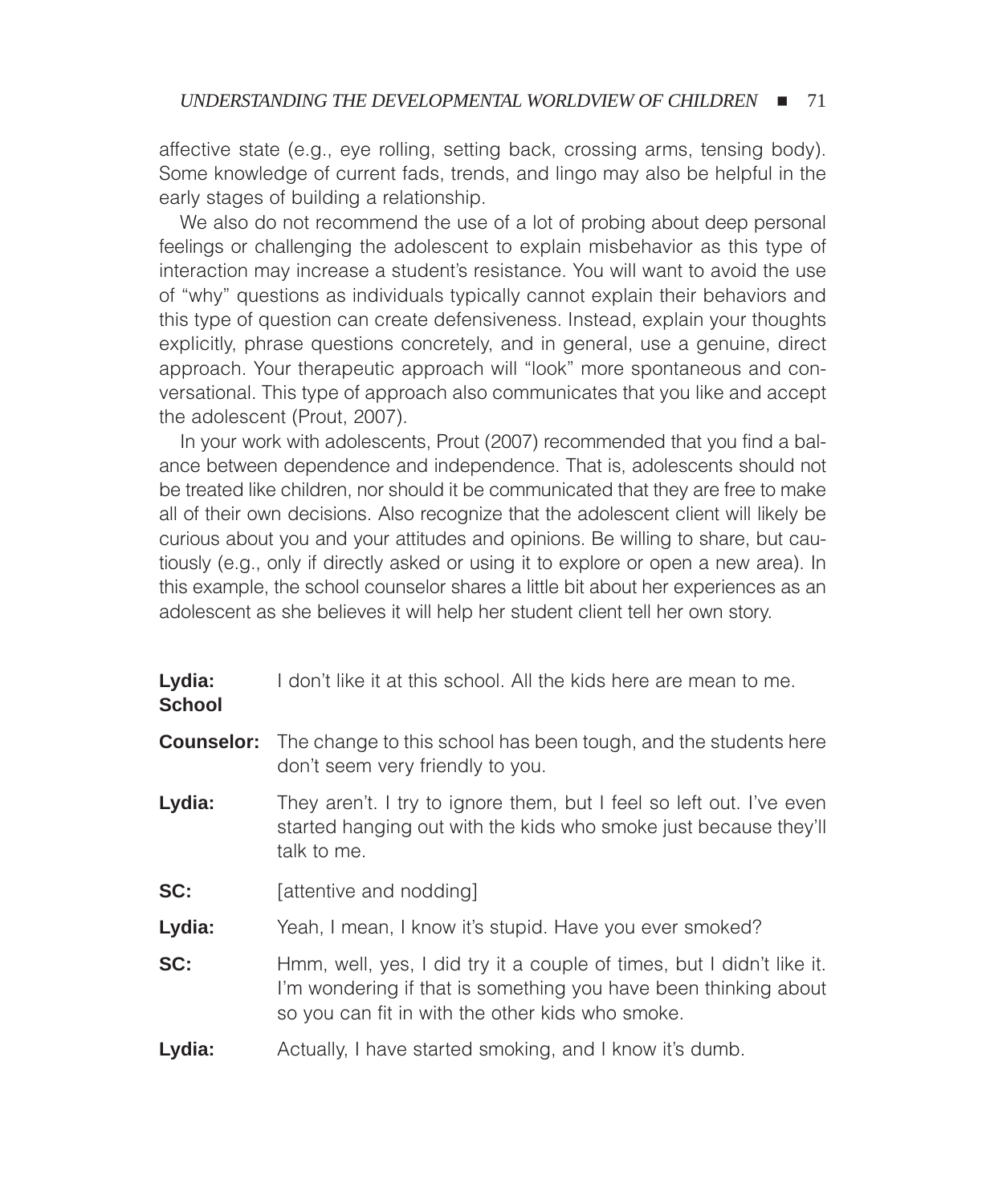affective state (e.g., eye rolling, setting back, crossing arms, tensing body). Some knowledge of current fads, trends, and lingo may also be helpful in the early stages of building a relationship.

We also do not recommend the use of a lot of probing about deep personal feelings or challenging the adolescent to explain misbehavior as this type of interaction may increase a student's resistance. You will want to avoid the use of "why" questions as individuals typically cannot explain their behaviors and this type of question can create defensiveness. Instead, explain your thoughts explicitly, phrase questions concretely, and in general, use a genuine, direct approach. Your therapeutic approach will "look" more spontaneous and conversational. This type of approach also communicates that you like and accept the adolescent (Prout, 2007).

In your work with adolescents, Prout (2007) recommended that you find a balance between dependence and independence. That is, adolescents should not be treated like children, nor should it be communicated that they are free to make all of their own decisions. Also recognize that the adolescent client will likely be curious about you and your attitudes and opinions. Be willing to share, but cautiously (e.g., only if directly asked or using it to explore or open a new area). In this example, the school counselor shares a little bit about her experiences as an adolescent as she believes it will help her student client tell her own story.

**Lydia:** I don't like it at this school. All the kids here are mean to me.

**School Counselor:** The change to this school has been tough, and the students here don't seem very friendly to you.

**Lydia:** They aren't. I try to ignore them, but I feel so left out. I've even started hanging out with the kids who smoke just because they'll talk to me.

**SC:** [attentive and nodding]

**Lydia:** Yeah, I mean, I know it's stupid. Have you ever smoked?

**SC:** Hmm, well, yes, I did try it a couple of times, but I didn't like it. I'm wondering if that is something you have been thinking about so you can fit in with the other kids who smoke.

**Lydia:** Actually, I have started smoking, and I know it's dumb.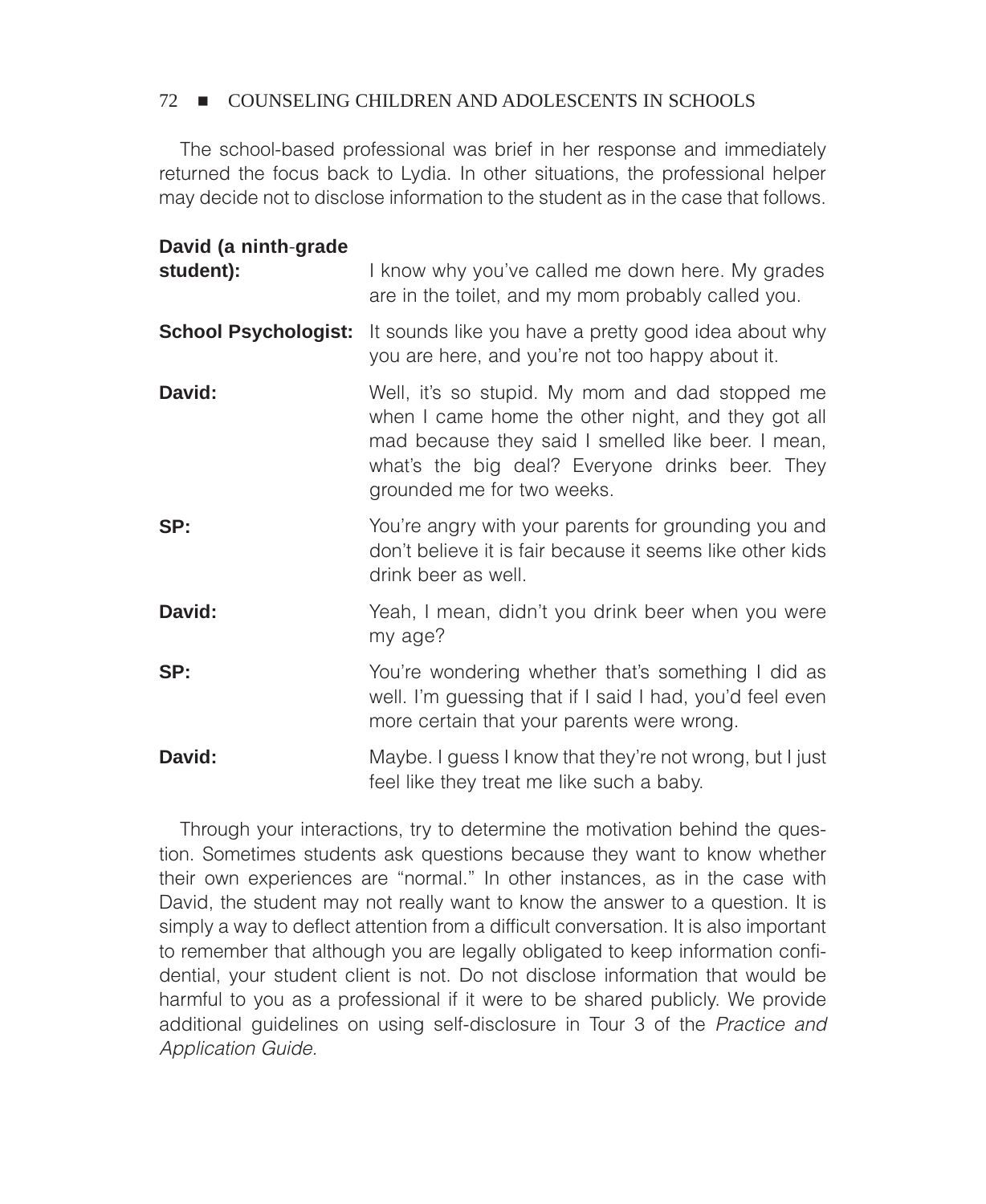The school-based professional was brief in her response and immediately returned the focus back to Lydia. In other situations, the professional helper may decide not to disclose information to the student as in the case that follows.

**David (a ninth-grade student):** I know why you've called me down here. My grades are in the toilet, and my mom probably called you.

**School Psychologist:** It sounds like you have a pretty good idea about why you are here, and you're not too happy about it.

**David:** Well, it's so stupid. My mom and dad stopped me when I came home the other night, and they got all mad because they said I smelled like beer. I mean, what's the big deal? Everyone drinks beer. They grounded me for two weeks.

**SP:** You're angry with your parents for grounding you and don't believe it is fair because it seems like other kids drink beer as well.

**David:** Yeah, I mean, didn't you drink beer when you were my age?

**SP:** You're wondering whether that's something I did as well. I'm guessing that if I said I had, you'd feel even more certain that your parents were wrong.

**David:** Maybe. I guess I know that they're not wrong, but I just feel like they treat me like such a baby.

Through your interactions, try to determine the motivation behind the question. Sometimes students ask questions because they want to know whether their own experiences are "normal." In other instances, as in the case with David, the student may not really want to know the answer to a question. It is simply a way to deflect attention from a difficult conversation. It is also important to remember that although you are legally obligated to keep information confidential, your student client is not. Do not disclose information that would be harmful to you as a professional if it were to be shared publicly. We provide additional guidelines on using self-disclosure in Tour 3 of the *Practice and Application Guide*.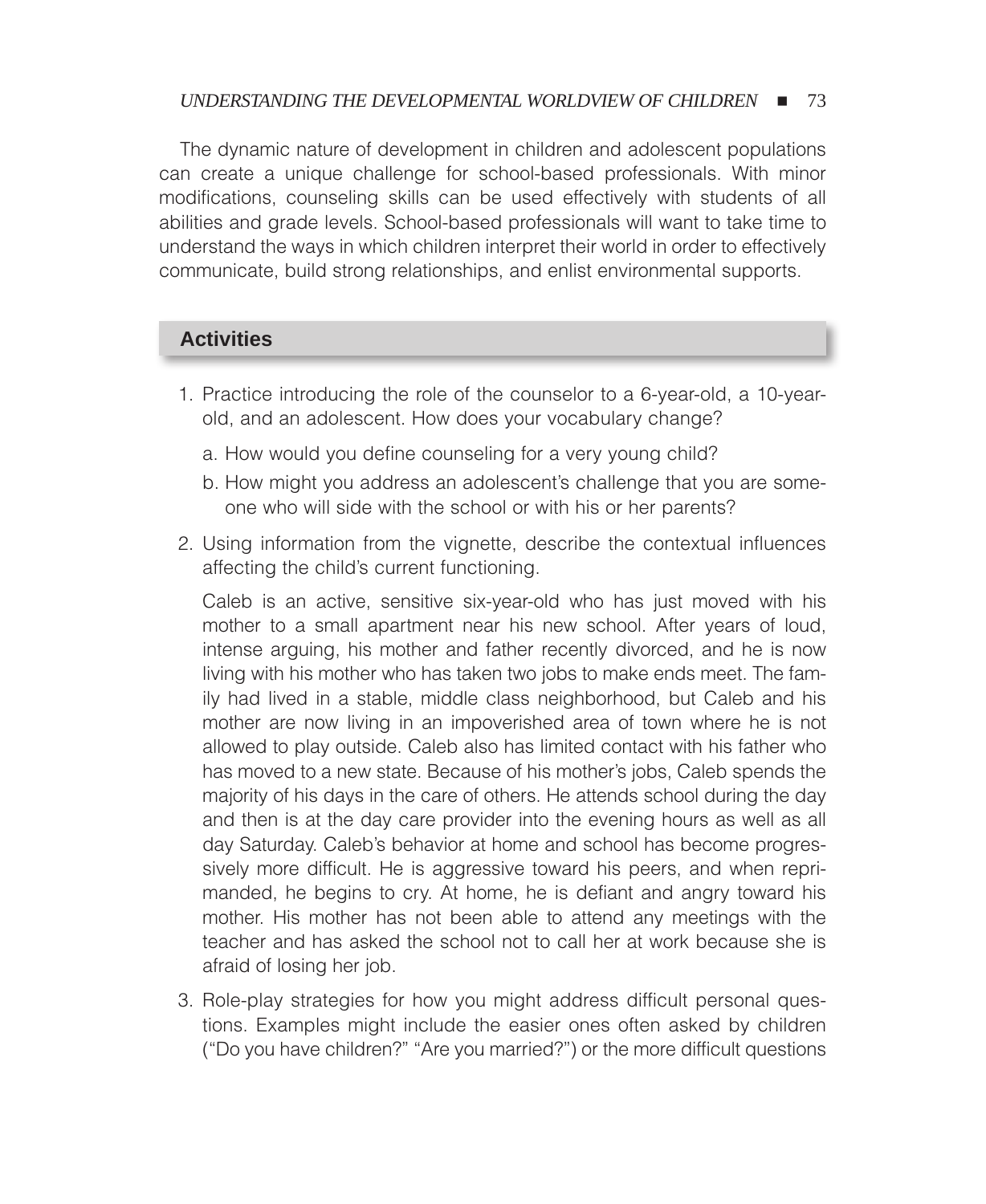The dynamic nature of development in children and adolescent populations can create a unique challenge for school-based professionals. With minor modifications, counseling skills can be used effectively with students of all abilities and grade levels. School-based professionals will want to take time to understand the ways in which children interpret their world in order to effectively communicate, build strong relationships, and enlist environmental supports.

## Activities

1. Practice introducing the role of the counselor to a 6-year-old, a 10-year-old, and an adolescent. How does your vocabulary change?
   a. How would you define counseling for a very young child?
   b. How might you address an adolescent's challenge that you are someone who will side with the school or with his or her parents?
2. Using information from the vignette, describe the contextual influences affecting the child's current functioning.

   Caleb is an active, sensitive six-year-old who has just moved with his mother to a small apartment near his new school. After years of loud, intense arguing, his mother and father recently divorced, and he is now living with his mother who has taken two jobs to make ends meet. The family had lived in a stable, middle class neighborhood, but Caleb and his mother are now living in an impoverished area of town where he is not allowed to play outside. Caleb also has limited contact with his father who has moved to a new state. Because of his mother's jobs, Caleb spends the majority of his days in the care of others. He attends school during the day and then is at the day care provider into the evening hours as well as all day Saturday. Caleb's behavior at home and school has become progressively more difficult. He is aggressive toward his peers, and when reprimanded, he begins to cry. At home, he is defiant and angry toward his mother. His mother has not been able to attend any meetings with the teacher and has asked the school not to call her at work because she is afraid of losing her job.
3. Role-play strategies for how you might address difficult personal questions. Examples might include the easier ones often asked by children ("Do you have children?" "Are you married?") or the more difficult questions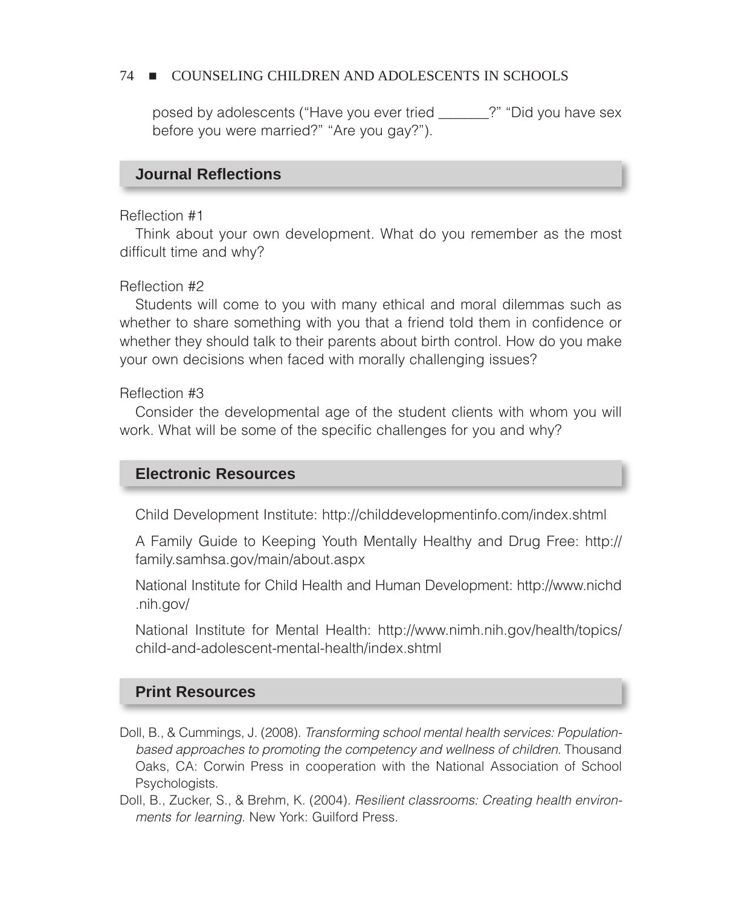posed by adolescents ("Have you ever tried _______?" "Did you have sex before you were married?" "Are you gay?").

## Journal Reflections

Reflection #1

Think about your own development. What do you remember as the most difficult time and why?

Reflection #2

Students will come to you with many ethical and moral dilemmas such as whether to share something with you that a friend told them in confidence or whether they should talk to their parents about birth control. How do you make your own decisions when faced with morally challenging issues?

Reflection #3

Consider the developmental age of the student clients with whom you will work. What will be some of the specific challenges for you and why?

## Electronic Resources

Child Development Institute: http://childdevelopmentinfo.com/index.shtml

A Family Guide to Keeping Youth Mentally Healthy and Drug Free: http://family.samhsa.gov/main/about.aspx

National Institute for Child Health and Human Development: http://www.nichd.nih.gov/

National Institute for Mental Health: http://www.nimh.nih.gov/health/topics/child-and-adolescent-mental-health/index.shtml

## Print Resources

Doll, B., & Cummings, J. (2008). *Transforming school mental health services: Population-based approaches to promoting the competency and wellness of children*. Thousand Oaks, CA: Corwin Press in cooperation with the National Association of School Psychologists.

Doll, B., Zucker, S., & Brehm, K. (2004). *Resilient classrooms: Creating health environments for learning*. New York: Guilford Press.